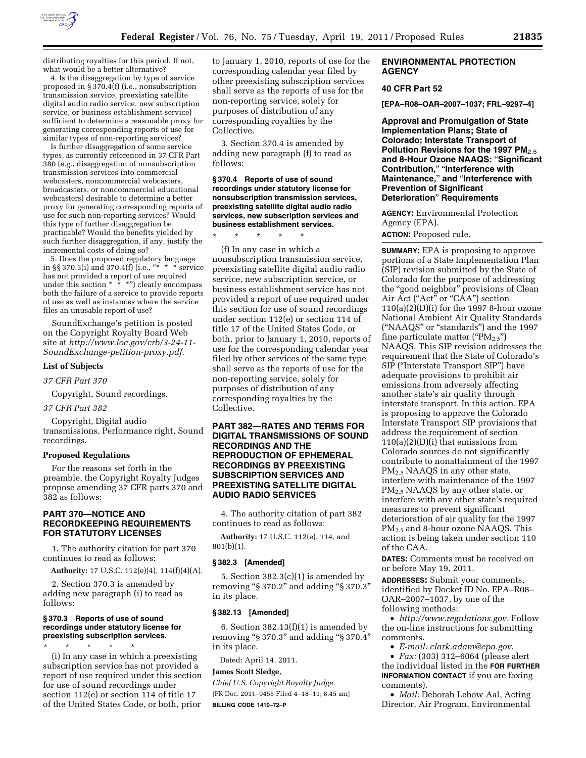distributing royalties for this period. If not, what would be a better alternative?

4. Is the disaggregation by type of service proposed in § 370.4(f) (i.e., nonsubscription transmission service, preexisting satellite digital audio radio service, new subscription service, or business establishment service) sufficient to determine a reasonable proxy for generating corresponding reports of use for similar types of non-reporting services?

Is further disaggregation of some service types, as currently referenced in 37 CFR Part 380 (e.g., disaggregation of nonsubscription transmission services into commercial webcasters, noncommercial webcasters, broadcasters, or noncommercial educational webcasters) desirable to determine a better proxy for generating corresponding reports of use for such non-reporting services? Would this type of further disaggregation be practicable? Would the benefits yielded by such further disaggregation, if any, justify the incremental costs of doing so?

5. Does the proposed regulatory language in §§ 370.3(i) and 370.4(f) (i.e., "* * * service has not provided a report of use required under this section * * *") clearly encompass both the failure of a service to provide reports of use as well as instances where the service files an unusable report of use?

SoundExchange's petition is posted on the Copyright Royalty Board Web site at *http://www.loc.gov/crb/3-24-11-SoundExchange-petition-proxy.pdf.*

## List of Subjects

*37 CFR Part 370*

Copyright, Sound recordings.

*37 CFR Part 382*

Copyright, Digital audio transmissions, Performance right, Sound recordings.

## Proposed Regulations

For the reasons set forth in the preamble, the Copyright Royalty Judges propose amending 37 CFR parts 370 and 382 as follows:

## PART 370—NOTICE AND RECORDKEEPING REQUIREMENTS FOR STATUTORY LICENSES

1. The authority citation for part 370 continues to read as follows:

**Authority:** 17 U.S.C. 112(e)(4), 114(f)(4)(A).

2. Section 370.3 is amended by adding new paragraph (i) to read as follows:

### § 370.3 Reports of use of sound recordings under statutory license for preexisting subscription services.

\* \* \* \* \*

(i) In any case in which a preexisting subscription service has not provided a report of use required under this section for use of sound recordings under section 112(e) or section 114 of title 17 of the United States Code, or both, prior to January 1, 2010, reports of use for the corresponding calendar year filed by other preexisting subscription services shall serve as the reports of use for the non-reporting service, solely for purposes of distribution of any corresponding royalties by the Collective.

3. Section 370.4 is amended by adding new paragraph (f) to read as follows:

### § 370.4 Reports of use of sound recordings under statutory license for nonsubscription transmission services, preexisting satellite digital audio radio services, new subscription services and business establishment services.

\* \* \* \* \*

(f) In any case in which a nonsubscription transmission service, preexisting satellite digital audio radio service, new subscription service, or business establishment service has not provided a report of use required under this section for use of sound recordings under section 112(e) or section 114 of title 17 of the United States Code, or both, prior to January 1, 2010, reports of use for the corresponding calendar year filed by other services of the same type shall serve as the reports of use for the non-reporting service, solely for purposes of distribution of any corresponding royalties by the Collective.

## PART 382—RATES AND TERMS FOR DIGITAL TRANSMISSIONS OF SOUND RECORDINGS AND THE REPRODUCTION OF EPHEMERAL RECORDINGS BY PREEXISTING SUBSCRIPTION SERVICES AND PREEXISTING SATELLITE DIGITAL AUDIO RADIO SERVICES

4. The authority citation of part 382 continues to read as follows:

**Authority:** 17 U.S.C. 112(e), 114, and 801(b)(1).

### § 382.3 [Amended]

5. Section 382.3(c)(1) is amended by removing "§ 370.2" and adding "§ 370.3" in its place.

### § 382.13 [Amended]

6. Section 382.13(f)(1) is amended by removing "§ 370.3" and adding "§ 370.4" in its place.

Dated: April 14, 2011.

**James Scott Sledge,**

*Chief U.S. Copyright Royalty Judge.*

[FR Doc. 2011–9455 Filed 4–18–11; 8:45 am]

**BILLING CODE 1410–72–P**

## ENVIRONMENTAL PROTECTION AGENCY

### 40 CFR Part 52

**[EPA–R08–OAR–2007–1037; FRL–9297–4]**

## Approval and Promulgation of State Implementation Plans; State of Colorado; Interstate Transport of Pollution Revisions for the 1997 $PM_{2.5}$ and 8-Hour Ozone NAAQS: "Significant Contribution," "Interference with Maintenance," and "Interference with Prevention of Significant Deterioration" Requirements

**AGENCY:** Environmental Protection Agency (EPA).

**ACTION:** Proposed rule.

**SUMMARY:** EPA is proposing to approve portions of a State Implementation Plan (SIP) revision submitted by the State of Colorado for the purpose of addressing the "good neighbor" provisions of Clean Air Act ("Act" or "CAA") section 110(a)(2)(D)(i) for the 1997 8-hour ozone National Ambient Air Quality Standards ("NAAQS" or "standards") and the 1997 fine particulate matter ("$PM_{2.5}$") NAAQS. This SIP revision addresses the requirement that the State of Colorado's SIP ("Interstate Transport SIP") have adequate provisions to prohibit air emissions from adversely affecting another state's air quality through interstate transport. In this action, EPA is proposing to approve the Colorado Interstate Transport SIP provisions that address the requirement of section 110(a)(2)(D)(i) that emissions from Colorado sources do not significantly contribute to nonattainment of the 1997 $PM_{2.5}$ NAAQS in any other state, interfere with maintenance of the 1997 $PM_{2.5}$ NAAQS by any other state, or interfere with any other state's required measures to prevent significant deterioration of air quality for the 1997 $PM_{2.5}$ and 8-hour ozone NAAQS. This action is being taken under section 110 of the CAA.

**DATES:** Comments must be received on or before May 19, 2011.

**ADDRESSES:** Submit your comments, identified by Docket ID No. EPA–R08–OAR–2007–1037, by one of the following methods:

- *http://www.regulations.gov.* Follow the on-line instructions for submitting comments.
- *E-mail: clark.adam@epa.gov.*
- *Fax:* (303) 312–6064 (please alert the individual listed in the **FOR FURTHER INFORMATION CONTACT** if you are faxing comments).
- *Mail:* Deborah Lebow Aal, Acting Director, Air Program, Environmental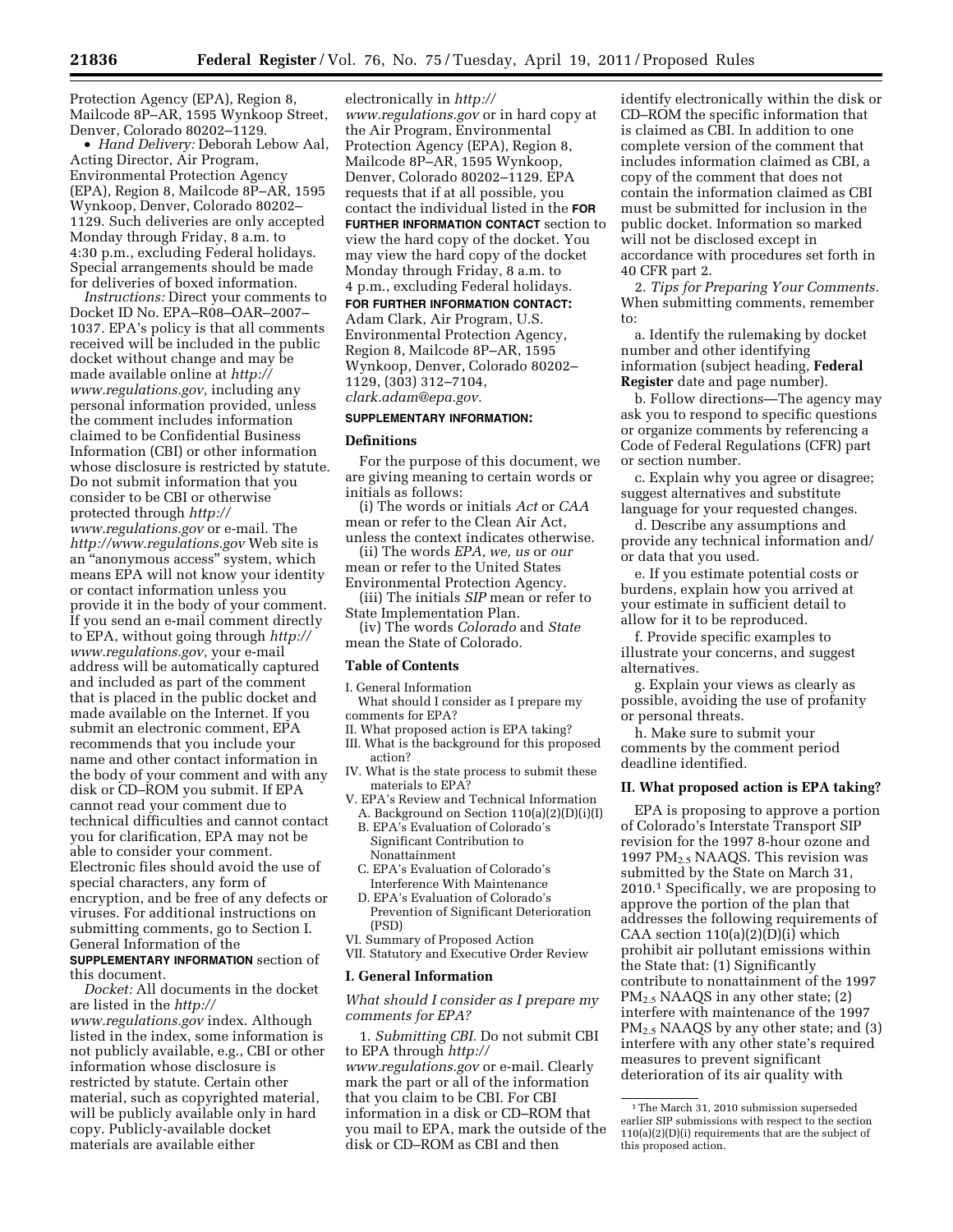Protection Agency (EPA), Region 8, Mailcode 8P–AR, 1595 Wynkoop Street, Denver, Colorado 80202–1129.

- *Hand Delivery:* Deborah Lebow Aal, Acting Director, Air Program, Environmental Protection Agency (EPA), Region 8, Mailcode 8P–AR, 1595 Wynkoop, Denver, Colorado 80202–1129. Such deliveries are only accepted Monday through Friday, 8 a.m. to 4:30 p.m., excluding Federal holidays. Special arrangements should be made for deliveries of boxed information.

*Instructions:* Direct your comments to Docket ID No. EPA–R08–OAR–2007–1037. EPA's policy is that all comments received will be included in the public docket without change and may be made available online at *http://www.regulations.gov,* including any personal information provided, unless the comment includes information claimed to be Confidential Business Information (CBI) or other information whose disclosure is restricted by statute. Do not submit information that you consider to be CBI or otherwise protected through *http://www.regulations.gov* or e-mail. The *http://www.regulations.gov* Web site is an "anonymous access" system, which means EPA will not know your identity or contact information unless you provide it in the body of your comment. If you send an e-mail comment directly to EPA, without going through *http://www.regulations.gov,* your e-mail address will be automatically captured and included as part of the comment that is placed in the public docket and made available on the Internet. If you submit an electronic comment, EPA recommends that you include your name and other contact information in the body of your comment and with any disk or CD–ROM you submit. If EPA cannot read your comment due to technical difficulties and cannot contact you for clarification, EPA may not be able to consider your comment. Electronic files should avoid the use of special characters, any form of encryption, and be free of any defects or viruses. For additional instructions on submitting comments, go to Section I. General Information of the **SUPPLEMENTARY INFORMATION** section of this document.

*Docket:* All documents in the docket are listed in the *http://www.regulations.gov* index. Although listed in the index, some information is not publicly available, e.g., CBI or other information whose disclosure is restricted by statute. Certain other material, such as copyrighted material, will be publicly available only in hard copy. Publicly-available docket materials are available either electronically in *http://www.regulations.gov* or in hard copy at the Air Program, Environmental Protection Agency (EPA), Region 8, Mailcode 8P–AR, 1595 Wynkoop, Denver, Colorado 80202–1129. EPA requests that if at all possible, you contact the individual listed in the **FOR FURTHER INFORMATION CONTACT** section to view the hard copy of the docket. You may view the hard copy of the docket Monday through Friday, 8 a.m. to 4 p.m., excluding Federal holidays.

**FOR FURTHER INFORMATION CONTACT:** Adam Clark, Air Program, U.S. Environmental Protection Agency, Region 8, Mailcode 8P–AR, 1595 Wynkoop, Denver, Colorado 80202–1129, (303) 312–7104, *clark.adam@epa.gov.*

**SUPPLEMENTARY INFORMATION:**

### Definitions

For the purpose of this document, we are giving meaning to certain words or initials as follows:

(i) The words or initials *Act* or *CAA* mean or refer to the Clean Air Act, unless the context indicates otherwise.

(ii) The words *EPA, we, us* or *our* mean or refer to the United States Environmental Protection Agency.

(iii) The initials *SIP* mean or refer to State Implementation Plan.

(iv) The words *Colorado* and *State* mean the State of Colorado.

### Table of Contents

I. General Information
  What should I consider as I prepare my comments for EPA?
II. What proposed action is EPA taking?
III. What is the background for this proposed action?
IV. What is the state process to submit these materials to EPA?
V. EPA's Review and Technical Information
  A. Background on Section 110(a)(2)(D)(i)(I)
  B. EPA's Evaluation of Colorado's Significant Contribution to Nonattainment
  C. EPA's Evaluation of Colorado's Interference With Maintenance
  D. EPA's Evaluation of Colorado's Prevention of Significant Deterioration (PSD)
VI. Summary of Proposed Action
VII. Statutory and Executive Order Review

## I. General Information

### *What should I consider as I prepare my comments for EPA?*

1. *Submitting CBI.* Do not submit CBI to EPA through *http://www.regulations.gov* or e-mail. Clearly mark the part or all of the information that you claim to be CBI. For CBI information in a disk or CD–ROM that you mail to EPA, mark the outside of the disk or CD–ROM as CBI and then identify electronically within the disk or CD–ROM the specific information that is claimed as CBI. In addition to one complete version of the comment that includes information claimed as CBI, a copy of the comment that does not contain the information claimed as CBI must be submitted for inclusion in the public docket. Information so marked will not be disclosed except in accordance with procedures set forth in 40 CFR part 2.

2. *Tips for Preparing Your Comments.* When submitting comments, remember to:

a. Identify the rulemaking by docket number and other identifying information (subject heading, **Federal Register** date and page number).

b. Follow directions—The agency may ask you to respond to specific questions or organize comments by referencing a Code of Federal Regulations (CFR) part or section number.

c. Explain why you agree or disagree; suggest alternatives and substitute language for your requested changes.

d. Describe any assumptions and provide any technical information and/or data that you used.

e. If you estimate potential costs or burdens, explain how you arrived at your estimate in sufficient detail to allow for it to be reproduced.

f. Provide specific examples to illustrate your concerns, and suggest alternatives.

g. Explain your views as clearly as possible, avoiding the use of profanity or personal threats.

h. Make sure to submit your comments by the comment period deadline identified.

## II. What proposed action is EPA taking?

EPA is proposing to approve a portion of Colorado's Interstate Transport SIP revision for the 1997 8-hour ozone and 1997 $PM_{2.5}$ NAAQS. This revision was submitted by the State on March 31, 2010.[1] Specifically, we are proposing to approve the portion of the plan that addresses the following requirements of CAA section 110(a)(2)(D)(i) which prohibit air pollutant emissions within the State that: (1) Significantly contribute to nonattainment of the 1997 $PM_{2.5}$ NAAQS in any other state; (2) interfere with maintenance of the 1997 $PM_{2.5}$ NAAQS by any other state; and (3) interfere with any other state's required measures to prevent significant deterioration of its air quality with

[1] The March 31, 2010 submission superseded earlier SIP submissions with respect to the section 110(a)(2)(D)(i) requirements that are the subject of this proposed action.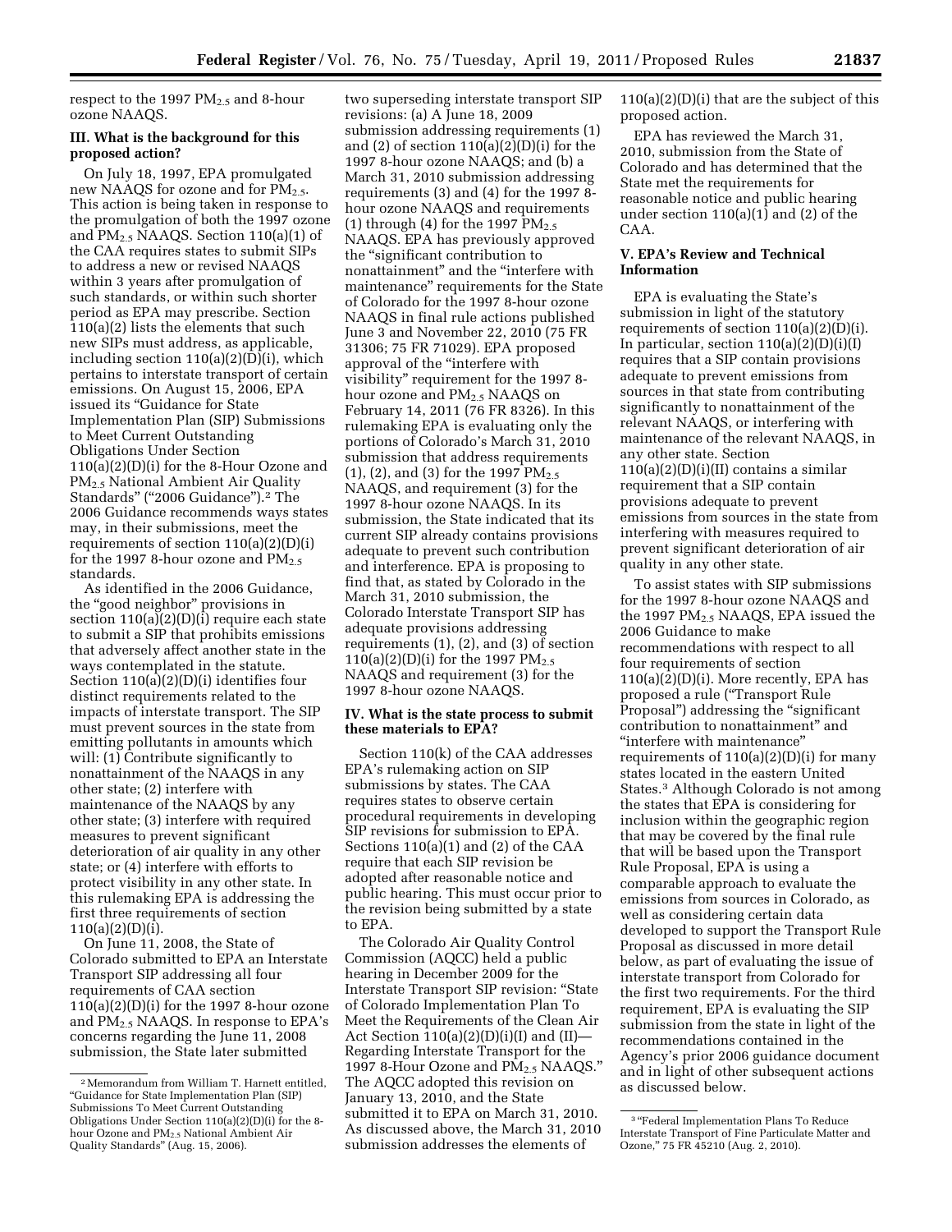respect to the 1997 $PM_{2.5}$ and 8-hour ozone NAAQS.

### III. What is the background for this proposed action?

On July 18, 1997, EPA promulgated new NAAQS for ozone and for $PM_{2.5}$. This action is being taken in response to the promulgation of both the 1997 ozone and $PM_{2.5}$ NAAQS. Section 110(a)(1) of the CAA requires states to submit SIPs to address a new or revised NAAQS within 3 years after promulgation of such standards, or within such shorter period as EPA may prescribe. Section 110(a)(2) lists the elements that such new SIPs must address, as applicable, including section 110(a)(2)(D)(i), which pertains to interstate transport of certain emissions. On August 15, 2006, EPA issued its "Guidance for State Implementation Plan (SIP) Submissions to Meet Current Outstanding Obligations Under Section 110(a)(2)(D)(i) for the 8-Hour Ozone and $PM_{2.5}$ National Ambient Air Quality Standards" ("2006 Guidance").[2] The 2006 Guidance recommends ways states may, in their submissions, meet the requirements of section 110(a)(2)(D)(i) for the 1997 8-hour ozone and $PM_{2.5}$ standards.

As identified in the 2006 Guidance, the "good neighbor" provisions in section 110(a)(2)(D)(i) require each state to submit a SIP that prohibits emissions that adversely affect another state in the ways contemplated in the statute. Section 110(a)(2)(D)(i) identifies four distinct requirements related to the impacts of interstate transport. The SIP must prevent sources in the state from emitting pollutants in amounts which will: (1) Contribute significantly to nonattainment of the NAAQS in any other state; (2) interfere with maintenance of the NAAQS by any other state; (3) interfere with required measures to prevent significant deterioration of air quality in any other state; or (4) interfere with efforts to protect visibility in any other state. In this rulemaking EPA is addressing the first three requirements of section 110(a)(2)(D)(i).

On June 11, 2008, the State of Colorado submitted to EPA an Interstate Transport SIP addressing all four requirements of CAA section 110(a)(2)(D)(i) for the 1997 8-hour ozone and $PM_{2.5}$ NAAQS. In response to EPA's concerns regarding the June 11, 2008 submission, the State later submitted two superseding interstate transport SIP revisions: (a) A June 18, 2009 submission addressing requirements (1) and (2) of section 110(a)(2)(D)(i) for the 1997 8-hour ozone NAAQS; and (b) a March 31, 2010 submission addressing requirements (3) and (4) for the 1997 8-hour ozone NAAQS and requirements (1) through (4) for the 1997 $PM_{2.5}$ NAAQS. EPA has previously approved the "significant contribution to nonattainment" and the "interfere with maintenance" requirements for the State of Colorado for the 1997 8-hour ozone NAAQS in final rule actions published June 3 and November 22, 2010 (75 FR 31306; 75 FR 71029). EPA proposed approval of the "interfere with visibility" requirement for the 1997 8-hour ozone and $PM_{2.5}$ NAAQS on February 14, 2011 (76 FR 8326). In this rulemaking EPA is evaluating only the portions of Colorado's March 31, 2010 submission that address requirements (1), (2), and (3) for the 1997 $PM_{2.5}$ NAAQS, and requirement (3) for the 1997 8-hour ozone NAAQS. In its submission, the State indicated that its current SIP already contains provisions adequate to prevent such contribution and interference. EPA is proposing to find that, as stated by Colorado in the March 31, 2010 submission, the Colorado Interstate Transport SIP has adequate provisions addressing requirements (1), (2), and (3) of section 110(a)(2)(D)(i) for the 1997 $PM_{2.5}$ NAAQS and requirement (3) for the 1997 8-hour ozone NAAQS.

### IV. What is the state process to submit these materials to EPA?

Section 110(k) of the CAA addresses EPA's rulemaking action on SIP submissions by states. The CAA requires states to observe certain procedural requirements in developing SIP revisions for submission to EPA. Sections 110(a)(1) and (2) of the CAA require that each SIP revision be adopted after reasonable notice and public hearing. This must occur prior to the revision being submitted by a state to EPA.

The Colorado Air Quality Control Commission (AQCC) held a public hearing in December 2009 for the Interstate Transport SIP revision: "State of Colorado Implementation Plan To Meet the Requirements of the Clean Air Act Section 110(a)(2)(D)(i)(I) and (II)—Regarding Interstate Transport for the 1997 8-Hour Ozone and $PM_{2.5}$ NAAQS." The AQCC adopted this revision on January 13, 2010, and the State submitted it to EPA on March 31, 2010. As discussed above, the March 31, 2010 submission addresses the elements of 110(a)(2)(D)(i) that are the subject of this proposed action.

EPA has reviewed the March 31, 2010, submission from the State of Colorado and has determined that the State met the requirements for reasonable notice and public hearing under section 110(a)(1) and (2) of the CAA.

### V. EPA's Review and Technical Information

EPA is evaluating the State's submission in light of the statutory requirements of section 110(a)(2)(D)(i). In particular, section 110(a)(2)(D)(i)(I) requires that a SIP contain provisions adequate to prevent emissions from sources in that state from contributing significantly to nonattainment of the relevant NAAQS, or interfering with maintenance of the relevant NAAQS, in any other state. Section 110(a)(2)(D)(i)(II) contains a similar requirement that a SIP contain provisions adequate to prevent emissions from sources in the state from interfering with measures required to prevent significant deterioration of air quality in any other state.

To assist states with SIP submissions for the 1997 8-hour ozone NAAQS and the 1997 $PM_{2.5}$ NAAQS, EPA issued the 2006 Guidance to make recommendations with respect to all four requirements of section 110(a)(2)(D)(i). More recently, EPA has proposed a rule ("Transport Rule Proposal") addressing the "significant contribution to nonattainment" and "interfere with maintenance" requirements of 110(a)(2)(D)(i) for many states located in the eastern United States.[3] Although Colorado is not among the states that EPA is considering for inclusion within the geographic region that may be covered by the final rule that will be based upon the Transport Rule Proposal, EPA is using a comparable approach to evaluate the emissions from sources in Colorado, as well as considering certain data developed to support the Transport Rule Proposal as discussed in more detail below, as part of evaluating the issue of interstate transport from Colorado for the first two requirements. For the third requirement, EPA is evaluating the SIP submission from the state in light of the recommendations contained in the Agency's prior 2006 guidance document and in light of other subsequent actions as discussed below.

---

[2] Memorandum from William T. Harnett entitled, "Guidance for State Implementation Plan (SIP) Submissions To Meet Current Outstanding Obligations Under Section 110(a)(2)(D)(i) for the 8-hour Ozone and $PM_{2.5}$ National Ambient Air Quality Standards" (Aug. 15, 2006).

[3] "Federal Implementation Plans To Reduce Interstate Transport of Fine Particulate Matter and Ozone," 75 FR 45210 (Aug. 2, 2010).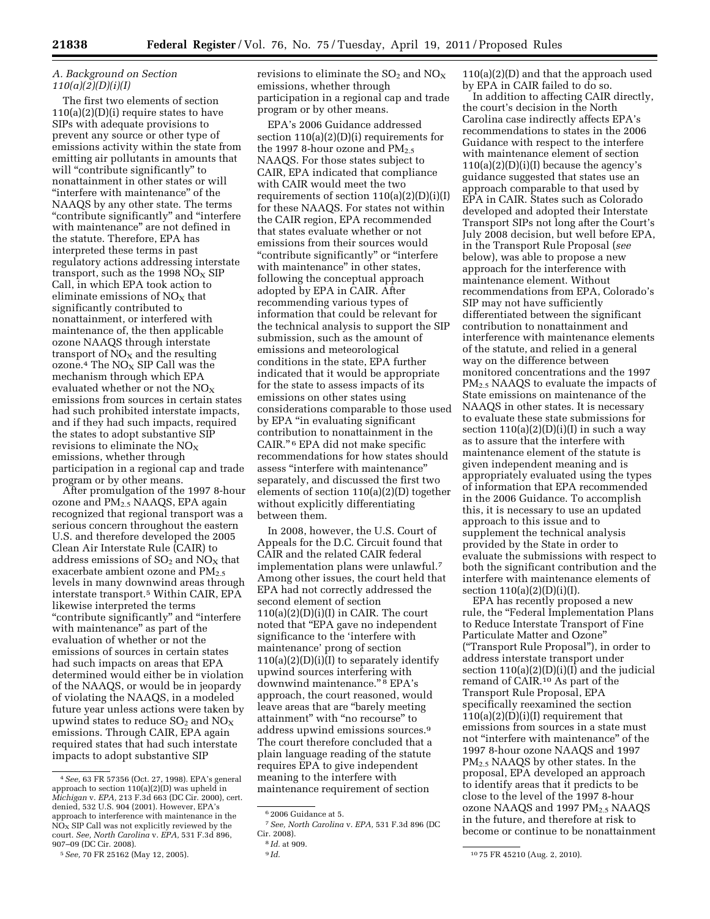### A. Background on Section 110(a)(2)(D)(i)(I)

The first two elements of section 110(a)(2)(D)(i) require states to have SIPs with adequate provisions to prevent any source or other type of emissions activity within the state from emitting air pollutants in amounts that will "contribute significantly" to nonattainment in other states or will "interfere with maintenance" of the NAAQS by any other state. The terms "contribute significantly" and "interfere with maintenance" are not defined in the statute. Therefore, EPA has interpreted these terms in past regulatory actions addressing interstate transport, such as the 1998 $NO_X$ SIP Call, in which EPA took action to eliminate emissions of $NO_X$ that significantly contributed to nonattainment, or interfered with maintenance of, the then applicable ozone NAAQS through interstate transport of $NO_X$ and the resulting ozone.[4] The $NO_X$ SIP Call was the mechanism through which EPA evaluated whether or not the $NO_X$ emissions from sources in certain states had such prohibited interstate impacts, and if they had such impacts, required the states to adopt substantive SIP revisions to eliminate the $NO_X$ emissions, whether through participation in a regional cap and trade program or by other means.

After promulgation of the 1997 8-hour ozone and $PM_{2.5}$ NAAQS, EPA again recognized that regional transport was a serious concern throughout the eastern U.S. and therefore developed the 2005 Clean Air Interstate Rule (CAIR) to address emissions of $SO_2$ and $NO_X$ that exacerbate ambient ozone and $PM_{2.5}$ levels in many downwind areas through interstate transport.[5] Within CAIR, EPA likewise interpreted the terms "contribute significantly" and "interfere with maintenance" as part of the evaluation of whether or not the emissions of sources in certain states had such impacts on areas that EPA determined would either be in violation of the NAAQS, or would be in jeopardy of violating the NAAQS, in a modeled future year unless actions were taken by upwind states to reduce $SO_2$ and $NO_X$ emissions. Through CAIR, EPA again required states that had such interstate impacts to adopt substantive SIP revisions to eliminate the $SO_2$ and $NO_X$ emissions, whether through participation in a regional cap and trade program or by other means.

EPA's 2006 Guidance addressed section 110(a)(2)(D)(i) requirements for the 1997 8-hour ozone and $PM_{2.5}$ NAAQS. For those states subject to CAIR, EPA indicated that compliance with CAIR would meet the two requirements of section 110(a)(2)(D)(i)(I) for these NAAQS. For states not within the CAIR region, EPA recommended that states evaluate whether or not emissions from their sources would "contribute significantly" or "interfere with maintenance" in other states, following the conceptual approach adopted by EPA in CAIR. After recommending various types of information that could be relevant for the technical analysis to support the SIP submission, such as the amount of emissions and meteorological conditions in the state, EPA further indicated that it would be appropriate for the state to assess impacts of its emissions on other states using considerations comparable to those used by EPA "in evaluating significant contribution to nonattainment in the CAIR."[6] EPA did not make specific recommendations for how states should assess "interfere with maintenance" separately, and discussed the first two elements of section 110(a)(2)(D) together without explicitly differentiating between them.

In 2008, however, the U.S. Court of Appeals for the D.C. Circuit found that CAIR and the related CAIR federal implementation plans were unlawful.[7] Among other issues, the court held that EPA had not correctly addressed the second element of section 110(a)(2)(D)(i)(I) in CAIR. The court noted that "EPA gave no independent significance to the 'interfere with maintenance' prong of section 110(a)(2)(D)(i)(I) to separately identify upwind sources interfering with downwind maintenance."[8] EPA's approach, the court reasoned, would leave areas that are "barely meeting attainment" with "no recourse" to address upwind emissions sources.[9] The court therefore concluded that a plain language reading of the statute requires EPA to give independent meaning to the interfere with maintenance requirement of section 110(a)(2)(D) and that the approach used by EPA in CAIR failed to do so.

In addition to affecting CAIR directly, the court's decision in the North Carolina case indirectly affects EPA's recommendations to states in the 2006 Guidance with respect to the interfere with maintenance element of section 110(a)(2)(D)(i)(I) because the agency's guidance suggested that states use an approach comparable to that used by EPA in CAIR. States such as Colorado developed and adopted their Interstate Transport SIPs not long after the Court's July 2008 decision, but well before EPA, in the Transport Rule Proposal (*see* below), was able to propose a new approach for the interference with maintenance element. Without recommendations from EPA, Colorado's SIP may not have sufficiently differentiated between the significant contribution to nonattainment and interference with maintenance elements of the statute, and relied in a general way on the difference between monitored concentrations and the 1997 $PM_{2.5}$ NAAQS to evaluate the impacts of State emissions on maintenance of the NAAQS in other states. It is necessary to evaluate these state submissions for section 110(a)(2)(D)(i)(I) in such a way as to assure that the interfere with maintenance element of the statute is given independent meaning and is appropriately evaluated using the types of information that EPA recommended in the 2006 Guidance. To accomplish this, it is necessary to use an updated approach to this issue and to supplement the technical analysis provided by the State in order to evaluate the submissions with respect to both the significant contribution and the interfere with maintenance elements of section 110(a)(2)(D)(i)(I).

EPA has recently proposed a new rule, the "Federal Implementation Plans to Reduce Interstate Transport of Fine Particulate Matter and Ozone" ("Transport Rule Proposal"), in order to address interstate transport under section 110(a)(2)(D)(i)(I) and the judicial remand of CAIR.[10] As part of the Transport Rule Proposal, EPA specifically reexamined the section 110(a)(2)(D)(i)(I) requirement that emissions from sources in a state must not "interfere with maintenance" of the 1997 8-hour ozone NAAQS and 1997 $PM_{2.5}$ NAAQS by other states. In the proposal, EPA developed an approach to identify areas that it predicts to be close to the level of the 1997 8-hour ozone NAAQS and 1997 $PM_{2.5}$ NAAQS in the future, and therefore at risk to become or continue to be nonattainment

---

[4] *See,* 63 FR 57356 (Oct. 27, 1998). EPA's general approach to section 110(a)(2)(D) was upheld in *Michigan* v. *EPA,* 213 F.3d 663 (DC Cir. 2000), cert. denied, 532 U.S. 904 (2001). However, EPA's approach to interference with maintenance in the $NO_X$ SIP Call was not explicitly reviewed by the court. *See, North Carolina* v. *EPA,* 531 F.3d 896, 907–09 (DC Cir. 2008).

[5] *See,* 70 FR 25162 (May 12, 2005).

[6] 2006 Guidance at 5.

[7] *See, North Carolina* v. *EPA,* 531 F.3d 896 (DC Cir. 2008).

[8] *Id.* at 909.

[9] *Id.*

[10] 75 FR 45210 (Aug. 2, 2010).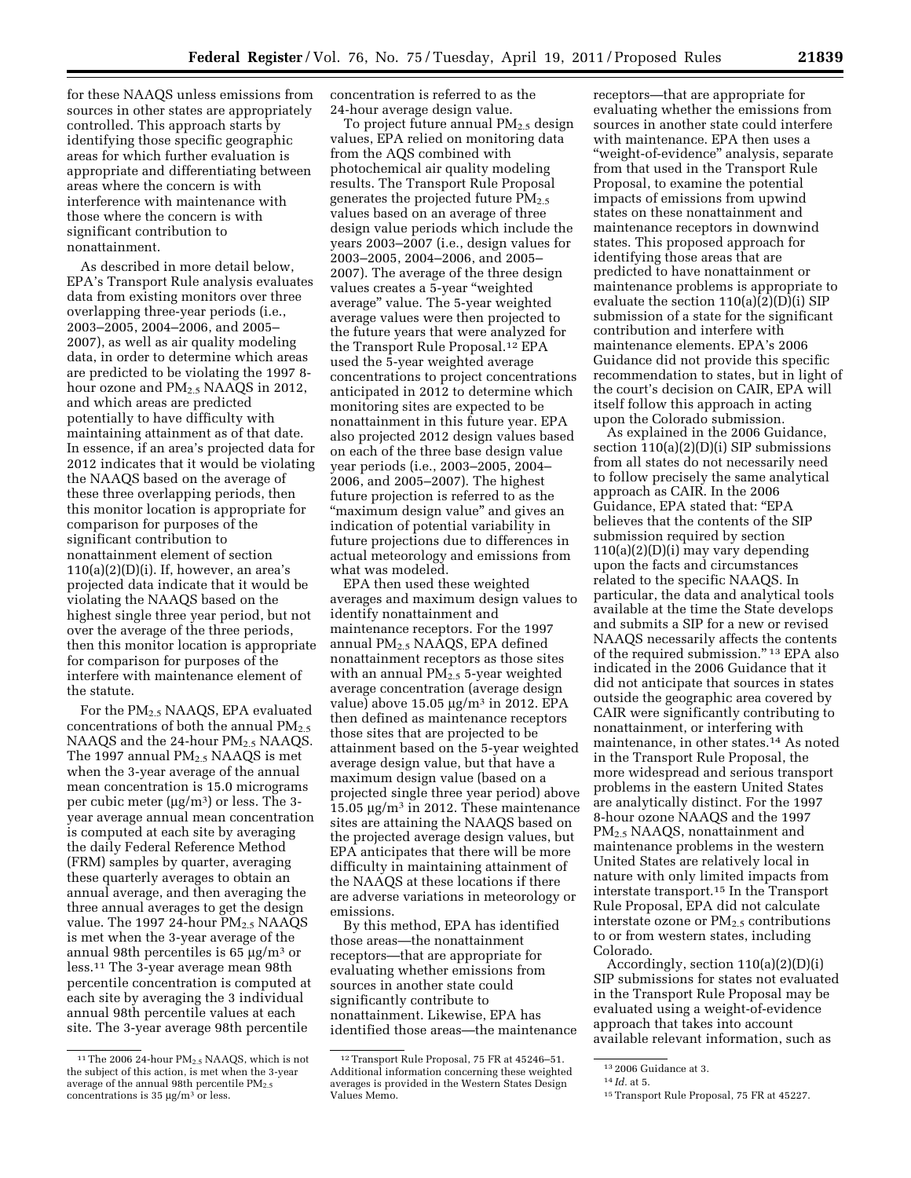for these NAAQS unless emissions from sources in other states are appropriately controlled. This approach starts by identifying those specific geographic areas for which further evaluation is appropriate and differentiating between areas where the concern is with interference with maintenance and those where the concern is with significant contribution to nonattainment.

As described in more detail below, EPA's Transport Rule analysis evaluates data from existing monitors over three overlapping three-year periods (i.e., 2003–2005, 2004–2006, and 2005–2007), as well as air quality modeling data, in order to determine which areas are predicted to be violating the 1997 8-hour ozone and $PM_{2.5}$ NAAQS in 2012, and which areas are predicted potentially to have difficulty with maintaining attainment as of that date. In essence, if an area's projected data for 2012 indicates that it would be violating the NAAQS based on the average of these three overlapping periods, then this monitor location is appropriate for comparison for purposes of the significant contribution to nonattainment element of section 110(a)(2)(D)(i). If, however, an area's projected data indicate that it would be violating the NAAQS based on the highest single three year period, but not over the average of the three periods, then this monitor location is appropriate for comparison for purposes of the interfere with maintenance element of the statute.

For the $PM_{2.5}$ NAAQS, EPA evaluated concentrations of both the annual $PM_{2.5}$ NAAQS and the 24-hour $PM_{2.5}$ NAAQS. The 1997 annual $PM_{2.5}$ NAAQS is met when the 3-year average of the annual mean concentration is 15.0 micrograms per cubic meter ($\mu g/m^3$) or less. The 3-year average annual mean concentration is computed at each site by averaging the daily Federal Reference Method (FRM) samples by quarter, averaging these quarterly averages to obtain an annual average, and then averaging the three annual averages to get the design value. The 1997 24-hour $PM_{2.5}$ NAAQS is met when the 3-year average of the annual 98th percentiles is 65 $\mu g/m^3$ or less.[11] The 3-year average mean 98th percentile concentration is computed at each site by averaging the 3 individual annual 98th percentile values at each site. The 3-year average 98th percentile concentration is referred to as the 24-hour average design value.

To project future annual $PM_{2.5}$ design values, EPA relied on monitoring data from the AQS combined with photochemical air quality modeling results. The Transport Rule Proposal generates the projected future $PM_{2.5}$ values based on an average of three design value periods which include the years 2003–2007 (i.e., design values for 2003–2005, 2004–2006, and 2005–2007). The average of the three design values creates a 5-year "weighted average" value. The 5-year weighted average values were then projected to the future years that were analyzed for the Transport Rule Proposal.[12] EPA used the 5-year weighted average concentrations to project concentrations anticipated in 2012 to determine which monitoring sites are expected to be nonattainment in this future year. EPA also projected 2012 design values based on each of the three base design value year periods (i.e., 2003–2005, 2004–2006, and 2005–2007). The highest future projection is referred to as the "maximum design value" and gives an indication of potential variability in future projections due to differences in actual meteorology and emissions from what was modeled.

EPA then used these weighted averages and maximum design values to identify nonattainment and maintenance receptors. For the 1997 annual $PM_{2.5}$ NAAQS, EPA defined nonattainment receptors as those sites with an annual $PM_{2.5}$ 5-year weighted average concentration (average design value) above 15.05 $\mu g/m^3$ in 2012. EPA then defined as maintenance receptors those sites that are projected to be attainment based on the 5-year weighted average design value, but that have a maximum design value (based on a projected single three year period) above 15.05 $\mu g/m^3$ in 2012. These maintenance sites are attaining the NAAQS based on the projected average design values, but EPA anticipates that there will be more difficulty in maintaining attainment of the NAAQS at these locations if there are adverse variations in meteorology or emissions.

By this method, EPA has identified those areas—the nonattainment receptors—that are appropriate for evaluating whether emissions from sources in another state could significantly contribute to nonattainment. Likewise, EPA has identified those areas—the maintenance receptors—that are appropriate for evaluating whether the emissions from sources in another state could interfere with maintenance. EPA then uses a "weight-of-evidence" analysis, separate from that used in the Transport Rule Proposal, to examine the potential impacts of emissions from upwind states on these nonattainment and maintenance receptors in downwind states. This proposed approach for identifying those areas that are predicted to have nonattainment or maintenance problems is appropriate to evaluate the section 110(a)(2)(D)(i) SIP submission of a state for the significant contribution and interfere with maintenance elements. EPA's 2006 Guidance did not provide this specific recommendation to states, but in light of the court's decision on CAIR, EPA will itself follow this approach in acting upon the Colorado submission.

As explained in the 2006 Guidance, section 110(a)(2)(D)(i) SIP submissions from all states do not necessarily need to follow precisely the same analytical approach as CAIR. In the 2006 Guidance, EPA stated that: "EPA believes that the contents of the SIP submission required by section 110(a)(2)(D)(i) may vary depending upon the facts and circumstances related to the specific NAAQS. In particular, the data and analytical tools available at the time the State develops and submits a SIP for a new or revised NAAQS necessarily affects the contents of the required submission."[13] EPA also indicated in the 2006 Guidance that it did not anticipate that sources in states outside the geographic area covered by CAIR were significantly contributing to nonattainment, or interfering with maintenance, in other states.[14] As noted in the Transport Rule Proposal, the more widespread and serious transport problems in the eastern United States are analytically distinct. For the 1997 8-hour ozone NAAQS and the 1997 $PM_{2.5}$ NAAQS, nonattainment and maintenance problems in the western United States are relatively local in nature with only limited impacts from interstate transport.[15] In the Transport Rule Proposal, EPA did not calculate interstate ozone or $PM_{2.5}$ contributions to or from western states, including Colorado.

Accordingly, section 110(a)(2)(D)(i) SIP submissions for states not evaluated in the Transport Rule Proposal may be evaluated using a weight-of-evidence approach that takes into account available relevant information, such as

---

[11] The 2006 24-hour $PM_{2.5}$ NAAQS, which is not the subject of this action, is met when the 3-year average of the annual 98th percentile $PM_{2.5}$ concentrations is 35 $\mu g/m^3$ or less.

[12] Transport Rule Proposal, 75 FR at 45246–51. Additional information concerning these weighted averages is provided in the Western States Design Values Memo.

[13] 2006 Guidance at 3.

[14] *Id.* at 5.

[15] Transport Rule Proposal, 75 FR at 45227.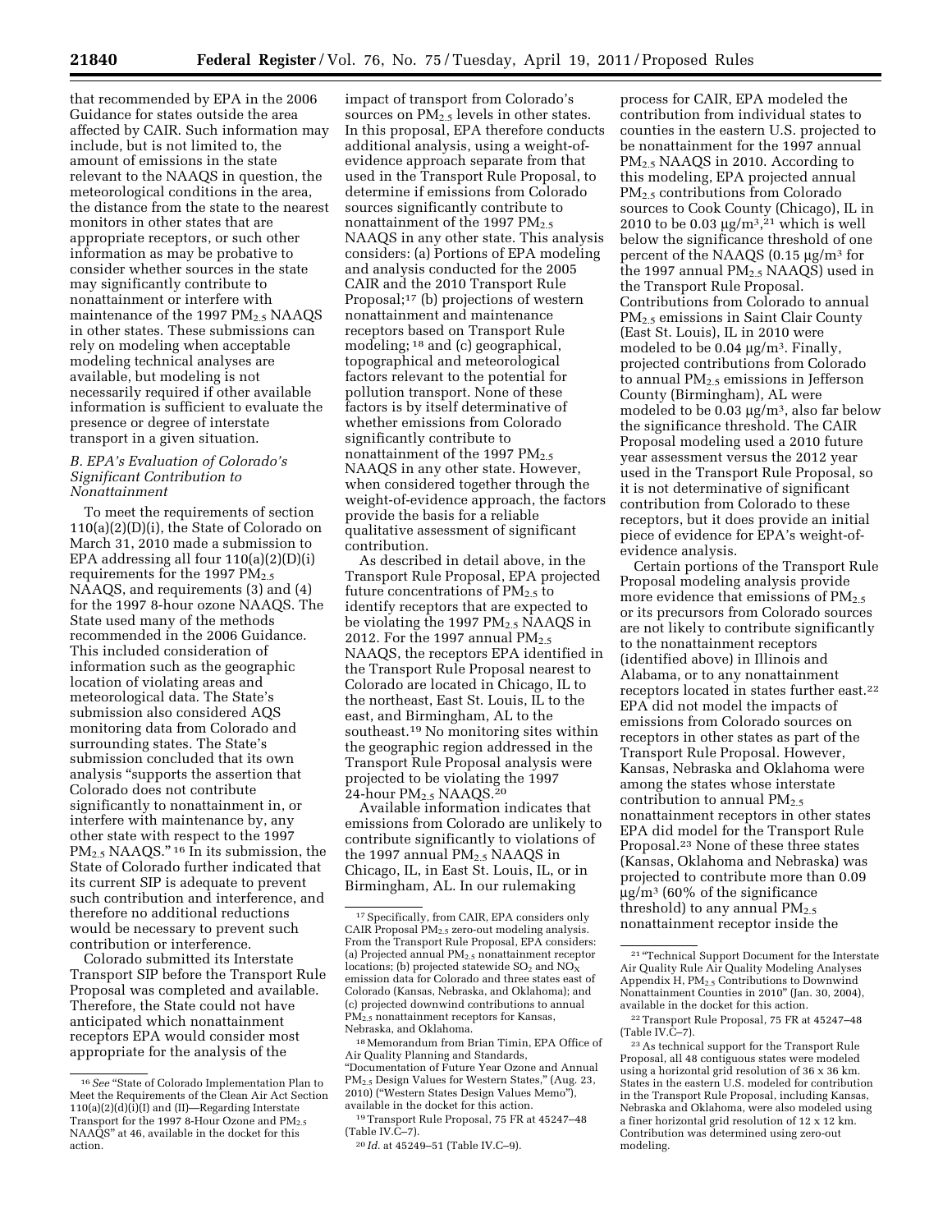that recommended by EPA in the 2006 Guidance for states outside the area affected by CAIR. Such information may include, but is not limited to, the amount of emissions in the state relevant to the NAAQS in question, the meteorological conditions in the area, the distance from the state to the nearest monitors in other states that are appropriate receptors, or such other information as may be probative to consider whether sources in the state may significantly contribute to nonattainment or interfere with maintenance of the 1997 $PM_{2.5}$ NAAQS in other states. These submissions can rely on modeling when acceptable modeling technical analyses are available, but modeling is not necessarily required if other available information is sufficient to evaluate the presence or degree of interstate transport in a given situation.

### *B. EPA's Evaluation of Colorado's Significant Contribution to Nonattainment*

To meet the requirements of section 110(a)(2)(D)(i), the State of Colorado on March 31, 2010 made a submission to EPA addressing all four 110(a)(2)(D)(i) requirements for the 1997 $PM_{2.5}$ NAAQS, and requirements (3) and (4) for the 1997 8-hour ozone NAAQS. The State used many of the methods recommended in the 2006 Guidance. This included consideration of information such as the geographic location of violating areas and meteorological data. The State's submission also considered AQS monitoring data from Colorado and surrounding states. The State's submission concluded that its own analysis "supports the assertion that Colorado does not contribute significantly to nonattainment in, or interfere with maintenance by, any other state with respect to the 1997 $PM_{2.5}$ NAAQS." [16] In its submission, the State of Colorado further indicated that its current SIP is adequate to prevent such contribution and interference, and therefore no additional reductions would be necessary to prevent such contribution or interference.

Colorado submitted its Interstate Transport SIP before the Transport Rule Proposal was completed and available. Therefore, the State could not have anticipated which nonattainment receptors EPA would consider most appropriate for the analysis of the impact of transport from Colorado's sources on $PM_{2.5}$ levels in other states. In this proposal, EPA therefore conducts additional analysis, using a weight-of-evidence approach separate from that used in the Transport Rule Proposal, to determine if emissions from Colorado sources significantly contribute to nonattainment of the 1997 $PM_{2.5}$ NAAQS in any other state. This analysis considers: (a) Portions of EPA modeling and analysis conducted for the 2005 CAIR and the 2010 Transport Rule Proposal;[17] (b) projections of western nonattainment and maintenance receptors based on Transport Rule modeling; [18] and (c) geographical, topographical and meteorological factors relevant to the potential for pollution transport. None of these factors is by itself determinative of whether emissions from Colorado significantly contribute to nonattainment of the 1997 $PM_{2.5}$ NAAQS in any other state. However, when considered together through the weight-of-evidence approach, the factors provide the basis for a reliable qualitative assessment of significant contribution.

As described in detail above, in the Transport Rule Proposal, EPA projected future concentrations of $PM_{2.5}$ to identify receptors that are expected to be violating the 1997 $PM_{2.5}$ NAAQS in 2012. For the 1997 annual $PM_{2.5}$ NAAQS, the receptors EPA identified in the Transport Rule Proposal nearest to Colorado are located in Chicago, IL to the northeast, East St. Louis, IL to the east, and Birmingham, AL to the southeast.[19] No monitoring sites within the geographic region addressed in the Transport Rule Proposal analysis were projected to be violating the 1997 24-hour $PM_{2.5}$ NAAQS.[20]

Available information indicates that emissions from Colorado are unlikely to contribute significantly to violations of the 1997 annual $PM_{2.5}$ NAAQS in Chicago, IL, in East St. Louis, IL, or in Birmingham, AL. In our rulemaking process for CAIR, EPA modeled the contribution from individual states to counties in the eastern U.S. projected to be nonattainment for the 1997 annual $PM_{2.5}$ NAAQS in 2010. According to this modeling, EPA projected annual $PM_{2.5}$ contributions from Colorado sources to Cook County (Chicago), IL in 2010 to be 0.03 $\mu g/m^3$,[21] which is well below the significance threshold of one percent of the NAAQS (0.15 $\mu g/m^3$ for the 1997 annual $PM_{2.5}$ NAAQS) used in the Transport Rule Proposal. Contributions from Colorado to annual $PM_{2.5}$ emissions in Saint Clair County (East St. Louis), IL in 2010 were modeled to be 0.04 $\mu g/m^3$. Finally, projected contributions from Colorado to annual $PM_{2.5}$ emissions in Jefferson County (Birmingham), AL were modeled to be 0.03 $\mu g/m^3$, also far below the significance threshold. The CAIR Proposal modeling used a 2010 future year assessment versus the 2012 year used in the Transport Rule Proposal, so it is not determinative of significant contribution from Colorado to these receptors, but it does provide an initial piece of evidence for EPA's weight-of-evidence analysis.

Certain portions of the Transport Rule Proposal modeling analysis provide more evidence that emissions of $PM_{2.5}$ or its precursors from Colorado sources are not likely to contribute significantly to the nonattainment receptors (identified above) in Illinois and Alabama, or to any nonattainment receptors located in states further east.[22] EPA did not model the impacts of emissions from Colorado sources on receptors in other states as part of the Transport Rule Proposal. However, Kansas, Nebraska and Oklahoma were among the states whose interstate contribution to annual $PM_{2.5}$ nonattainment receptors in other states EPA did model for the Transport Rule Proposal.[23] None of these three states (Kansas, Oklahoma and Nebraska) was projected to contribute more than 0.09 $\mu g/m^3$ (60% of the significance threshold) to any annual $PM_{2.5}$ nonattainment receptor inside the

---

[16] *See* "State of Colorado Implementation Plan to Meet the Requirements of the Clean Air Act Section 110(a)(2)(d)(i)(I) and (II)—Regarding Interstate Transport for the 1997 8-Hour Ozone and $PM_{2.5}$ NAAQS" at 46, available in the docket for this action.

[17] Specifically, from CAIR, EPA considers only CAIR Proposal $PM_{2.5}$ zero-out modeling analysis. From the Transport Rule Proposal, EPA considers: (a) Projected annual $PM_{2.5}$ nonattainment receptor locations; (b) projected statewide $SO_2$ and $NO_X$ emission data for Colorado and three states east of Colorado (Kansas, Nebraska, and Oklahoma); and (c) projected downwind contributions to annual $PM_{2.5}$ nonattainment receptors for Kansas, Nebraska, and Oklahoma.

[18] Memorandum from Brian Timin, EPA Office of Air Quality Planning and Standards, "Documentation of Future Year Ozone and Annual $PM_{2.5}$ Design Values for Western States," (Aug. 23, 2010) ("Western States Design Values Memo"), available in the docket for this action.

[19] Transport Rule Proposal, 75 FR at 45247–48 (Table IV.C–7).

[20] *Id.* at 45249–51 (Table IV.C–9).

[21] "Technical Support Document for the Interstate Air Quality Rule Air Quality Modeling Analyses Appendix H, $PM_{2.5}$ Contributions to Downwind Nonattainment Counties in 2010" (Jan. 30, 2004), available in the docket for this action.

[22] Transport Rule Proposal, 75 FR at 45247–48 (Table IV.C–7).

[23] As technical support for the Transport Rule Proposal, all 48 contiguous states were modeled using a horizontal grid resolution of 36 x 36 km. States in the eastern U.S. modeled for contribution in the Transport Rule Proposal, including Kansas, Nebraska and Oklahoma, were also modeled using a finer horizontal grid resolution of 12 x 12 km. Contribution was determined using zero-out modeling.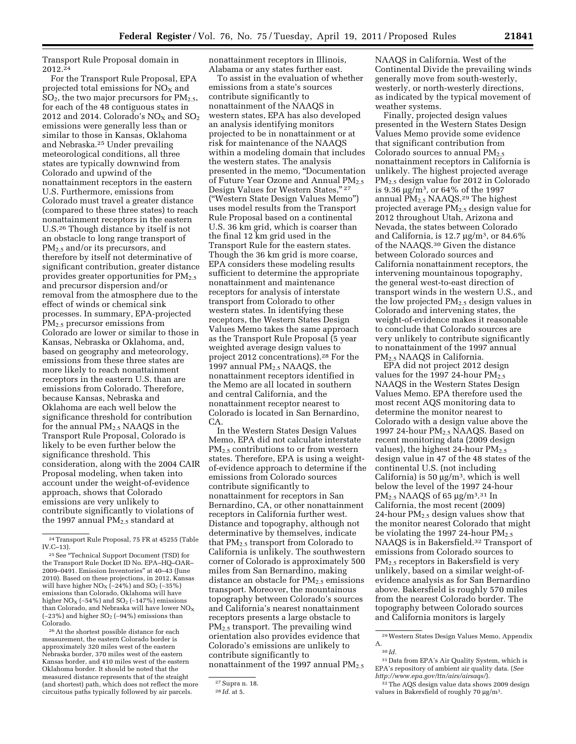Transport Rule Proposal domain in 2012.[24]

For the Transport Rule Proposal, EPA projected total emissions for $NO_X$ and $SO_2$, the two major precursors for $PM_{2.5}$, for each of the 48 contiguous states in 2012 and 2014. Colorado's $NO_X$ and $SO_2$ emissions were generally less than or similar to those in Kansas, Oklahoma and Nebraska.[25] Under prevailing meteorological conditions, all three states are typically downwind from Colorado and upwind of the nonattainment receptors in the eastern U.S. Furthermore, emissions from Colorado must travel a greater distance (compared to these three states) to reach nonattainment receptors in the eastern U.S.[26] Though distance by itself is not an obstacle to long range transport of $PM_{2.5}$ and/or its precursors, and therefore by itself not determinative of significant contribution, greater distance provides greater opportunities for $PM_{2.5}$ and precursor dispersion and/or removal from the atmosphere due to the effect of winds or chemical sink processes. In summary, EPA-projected $PM_{2.5}$ precursor emissions from Colorado are lower or similar to those in Kansas, Nebraska or Oklahoma, and, based on geography and meteorology, emissions from these three states are more likely to reach nonattainment receptors in the eastern U.S. than are emissions from Colorado. Therefore, because Kansas, Nebraska and Oklahoma are each well below the significance threshold for contribution for the annual $PM_{2.5}$ NAAQS in the Transport Rule Proposal, Colorado is likely to be even further below the significance threshold. This consideration, along with the 2004 CAIR Proposal modeling, when taken into account under the weight-of-evidence approach, shows that Colorado emissions are very unlikely to contribute significantly to violations of the 1997 annual $PM_{2.5}$ standard at nonattainment receptors in Illinois, Alabama or any states further east.

To assist in the evaluation of whether emissions from a state's sources contribute significantly to nonattainment of the NAAQS in western states, EPA has also developed an analysis identifying monitors projected to be in nonattainment or at risk for maintenance of the NAAQS within a modeling domain that includes the western states. The analysis presented in the memo, "Documentation of Future Year Ozone and Annual $PM_{2.5}$ Design Values for Western States,"[27] ("Western State Design Values Memo") uses model results from the Transport Rule Proposal based on a continental U.S. 36 km grid, which is coarser than the final 12 km grid used in the Transport Rule for the eastern states. Though the 36 km grid is more coarse, EPA considers these modeling results sufficient to determine the appropriate nonattainment and maintenance receptors for analysis of interstate transport from Colorado to other western states. In identifying these receptors, the Western States Design Values Memo takes the same approach as the Transport Rule Proposal (5 year weighted average design values to project 2012 concentrations).[28] For the 1997 annual $PM_{2.5}$ NAAQS, the nonattainment receptors identified in the Memo are all located in southern and central California, and the nonattainment receptor nearest to Colorado is located in San Bernardino, CA.

In the Western States Design Values Memo, EPA did not calculate interstate $PM_{2.5}$ contributions to or from western states. Therefore, EPA is using a weight-of-evidence approach to determine if the emissions from Colorado sources contribute significantly to nonattainment for receptors in San Bernardino, CA, or other nonattainment receptors in California further west. Distance and topography, although not determinative by themselves, indicate that $PM_{2.5}$ transport from Colorado to California is unlikely. The southwestern corner of Colorado is approximately 500 miles from San Bernardino, making distance an obstacle for $PM_{2.5}$ emissions transport. Moreover, the mountainous topography between Colorado's sources and California's nearest nonattainment receptors presents a large obstacle to $PM_{2.5}$ transport. The prevailing wind orientation also provides evidence that Colorado's emissions are unlikely to contribute significantly to nonattainment of the 1997 annual $PM_{2.5}$ NAAQS in California. West of the Continental Divide the prevailing winds generally move from south-westerly, westerly, or north-westerly directions, as indicated by the typical movement of weather systems.

Finally, projected design values presented in the Western States Design Values Memo provide some evidence that significant contribution from Colorado sources to annual $PM_{2.5}$ nonattainment receptors in California is unlikely. The highest projected average $PM_{2.5}$ design value for 2012 in Colorado is 9.36 µg/m³, or 64% of the 1997 annual $PM_{2.5}$ NAAQS.[29] The highest projected average $PM_{2.5}$ design value for 2012 throughout Utah, Arizona and Nevada, the states between Colorado and California, is 12.7 µg/m³, or 84.6% of the NAAQS.[30] Given the distance between Colorado sources and California nonattainment receptors, the intervening mountainous topography, the general west-to-east direction of transport winds in the western U.S., and the low projected $PM_{2.5}$ design values in Colorado and intervening states, the weight-of-evidence makes it reasonable to conclude that Colorado sources are very unlikely to contribute significantly to nonattainment of the 1997 annual $PM_{2.5}$ NAAQS in California.

EPA did not project 2012 design values for the 1997 24-hour $PM_{2.5}$ NAAQS in the Western States Design Values Memo. EPA therefore used the most recent AQS monitoring data to determine the monitor nearest to Colorado with a design value above the 1997 24-hour $PM_{2.5}$ NAAQS. Based on recent monitoring data (2009 design values), the highest 24-hour $PM_{2.5}$ design value in 47 of the 48 states of the continental U.S. (not including California) is 50 µg/m³, which is well below the level of the 1997 24-hour $PM_{2.5}$ NAAQS of 65 µg/m³.[31] In California, the most recent (2009) 24-hour $PM_{2.5}$ design values show that the monitor nearest Colorado that might be violating the 1997 24-hour $PM_{2.5}$ NAAQS is in Bakersfield.[32] Transport of emissions from Colorado sources to $PM_{2.5}$ receptors in Bakersfield is very unlikely, based on a similar weight-of-evidence analysis as for San Bernardino above. Bakersfield is roughly 570 miles from the nearest Colorado border. The topography between Colorado sources and California monitors is largely

---

[24] Transport Rule Proposal, 75 FR at 45255 (Table IV.C–13).

[25] See "Technical Support Document (TSD) for the Transport Rule Docket ID No. EPA–HQ–OAR–2009–0491. Emission Inventories" at 40–43 (June 2010). Based on these projections, in 2012, Kansas will have higher $NO_X$ (–24%) and $SO_2$ (–35%) emissions than Colorado, Oklahoma will have higher $NO_X$ (–54%) and $SO_2$ (–147%) emissions than Colorado, and Nebraska will have lower $NO_X$ (–23%) and higher $SO_2$ (–94%) emissions than Colorado.

[26] At the shortest possible distance for each measurement, the eastern Colorado border is approximately 320 miles west of the eastern Nebraska border, 370 miles west of the eastern Kansas border, and 410 miles west of the eastern Oklahoma border. It should be noted that the measured distance represents that of the straight (and shortest) path, which does not reflect the more circuitous paths typically followed by air parcels.

[27] Supra n. 18.

[28] *Id.* at 5.

[29] Western States Design Values Memo, Appendix A.

[30] *Id.*

[31] Data from EPA's Air Quality System, which is EPA's repository of ambient air quality data. (*See http://www.epa.gov/ttn/airs/airsaqs/*).

[32] The AQS design value data shows 2009 design values in Bakersfield of roughly 70 µg/m³.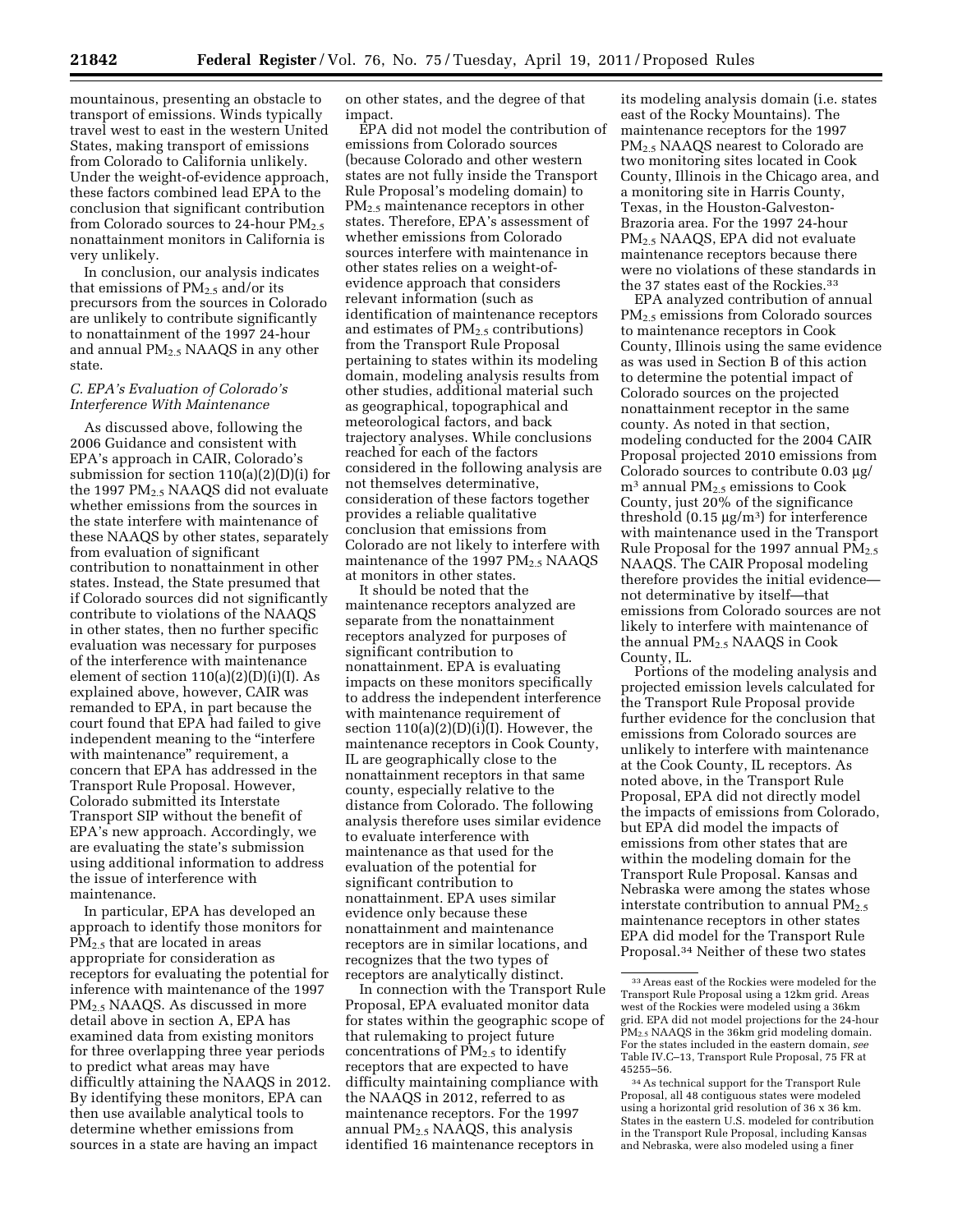mountainous, presenting an obstacle to transport of emissions. Winds typically travel west to east in the western United States, making transport of emissions from Colorado to California unlikely. Under the weight-of-evidence approach, these factors combined lead EPA to the conclusion that significant contribution from Colorado sources to 24-hour $PM_{2.5}$ nonattainment monitors in California is very unlikely.

In conclusion, our analysis indicates that emissions of $PM_{2.5}$ and/or its precursors from the sources in Colorado are unlikely to contribute significantly to nonattainment of the 1997 24-hour and annual $PM_{2.5}$ NAAQS in any other state.

### *C. EPA's Evaluation of Colorado's Interference With Maintenance*

As discussed above, following the 2006 Guidance and consistent with EPA's approach in CAIR, Colorado's submission for section 110(a)(2)(D)(i) for the 1997 $PM_{2.5}$ NAAQS did not evaluate whether emissions from the sources in the state interfere with maintenance of these NAAQS by other states, separately from evaluation of significant contribution to nonattainment in other states. Instead, the State presumed that if Colorado sources did not significantly contribute to violations of the NAAQS in other states, then no further specific evaluation was necessary for purposes of the interference with maintenance element of section 110(a)(2)(D)(i)(I). As explained above, however, CAIR was remanded to EPA, in part because the court found that EPA had failed to give independent meaning to the "interfere with maintenance" requirement, a concern that EPA has addressed in the Transport Rule Proposal. However, Colorado submitted its Interstate Transport SIP without the benefit of EPA's new approach. Accordingly, we are evaluating the state's submission using additional information to address the issue of interference with maintenance.

In particular, EPA has developed an approach to identify those monitors for $PM_{2.5}$ that are located in areas appropriate for consideration as receptors for evaluating the potential for inference with maintenance of the 1997 $PM_{2.5}$ NAAQS. As discussed in more detail above in section A, EPA has examined data from existing monitors for three overlapping three year periods to predict what areas may have difficultly attaining the NAAQS in 2012. By identifying these monitors, EPA can then use available analytical tools to determine whether emissions from sources in a state are having an impact on other states, and the degree of that impact.

EPA did not model the contribution of emissions from Colorado sources (because Colorado and other western states are not fully inside the Transport Rule Proposal's modeling domain) to $PM_{2.5}$ maintenance receptors in other states. Therefore, EPA's assessment of whether emissions from Colorado sources interfere with maintenance in other states relies on a weight-of-evidence approach that considers relevant information (such as identification of maintenance receptors and estimates of $PM_{2.5}$ contributions) from the Transport Rule Proposal pertaining to states within its modeling domain, modeling analysis results from other studies, additional material such as geographical, topographical and meteorological factors, and back trajectory analyses. While conclusions reached for each of the factors considered in the following analysis are not themselves determinative, consideration of these factors together provides a reliable qualitative conclusion that emissions from Colorado are not likely to interfere with maintenance of the 1997 $PM_{2.5}$ NAAQS at monitors in other states.

It should be noted that the maintenance receptors analyzed are separate from the nonattainment receptors analyzed for purposes of significant contribution to nonattainment. EPA is evaluating impacts on these monitors specifically to address the independent interference with maintenance requirement of section 110(a)(2)(D)(i)(I). However, the maintenance receptors in Cook County, IL are geographically close to the nonattainment receptors in that same county, especially relative to the distance from Colorado. The following analysis therefore uses similar evidence to evaluate interference with maintenance as that used for the evaluation of the potential for significant contribution to nonattainment. EPA uses similar evidence only because these nonattainment and maintenance receptors are in similar locations, and recognizes that the two types of receptors are analytically distinct.

In connection with the Transport Rule Proposal, EPA evaluated monitor data for states within the geographic scope of that rulemaking to project future concentrations of $PM_{2.5}$ to identify receptors that are expected to have difficulty maintaining compliance with the NAAQS in 2012, referred to as maintenance receptors. For the 1997 annual $PM_{2.5}$ NAAQS, this analysis identified 16 maintenance receptors in its modeling analysis domain (i.e. states east of the Rocky Mountains). The maintenance receptors for the 1997 $PM_{2.5}$ NAAQS nearest to Colorado are two monitoring sites located in Cook County, Illinois in the Chicago area, and a monitoring site in Harris County, Texas, in the Houston-Galveston-Brazoria area. For the 1997 24-hour $PM_{2.5}$ NAAQS, EPA did not evaluate maintenance receptors because there were no violations of these standards in the 37 states east of the Rockies.[33]

EPA analyzed contribution of annual $PM_{2.5}$ emissions from Colorado sources to maintenance receptors in Cook County, Illinois using the same evidence as was used in Section B of this action to determine the potential impact of Colorado sources on the projected nonattainment receptor in the same county. As noted in that section, modeling conducted for the 2004 CAIR Proposal projected 2010 emissions from Colorado sources to contribute 0.03 $\mu g/m^3$ annual $PM_{2.5}$ emissions to Cook County, just 20% of the significance threshold (0.15 $\mu g/m^3$) for interference with maintenance used in the Transport Rule Proposal for the 1997 annual $PM_{2.5}$ NAAQS. The CAIR Proposal modeling therefore provides the initial evidence—not determinative by itself—that emissions from Colorado sources are not likely to interfere with maintenance of the annual $PM_{2.5}$ NAAQS in Cook County, IL.

Portions of the modeling analysis and projected emission levels calculated for the Transport Rule Proposal provide further evidence for the conclusion that emissions from Colorado sources are unlikely to interfere with maintenance at the Cook County, IL receptors. As noted above, in the Transport Rule Proposal, EPA did not directly model the impacts of emissions from Colorado, but EPA did model the impacts of emissions from other states that are within the modeling domain for the Transport Rule Proposal. Kansas and Nebraska were among the states whose interstate contribution to annual $PM_{2.5}$ maintenance receptors in other states EPA did model for the Transport Rule Proposal.[34] Neither of these two states

---

[33] Areas east of the Rockies were modeled for the Transport Rule Proposal using a 12km grid. Areas west of the Rockies were modeled using a 36km grid. EPA did not model projections for the 24-hour $PM_{2.5}$ NAAQS in the 36km grid modeling domain. For the states included in the eastern domain, *see* Table IV.C–13, Transport Rule Proposal, 75 FR at 45255–56.

[34] As technical support for the Transport Rule Proposal, all 48 contiguous states were modeled using a horizontal grid resolution of 36 x 36 km. States in the eastern U.S. modeled for contribution in the Transport Rule Proposal, including Kansas and Nebraska, were also modeled using a finer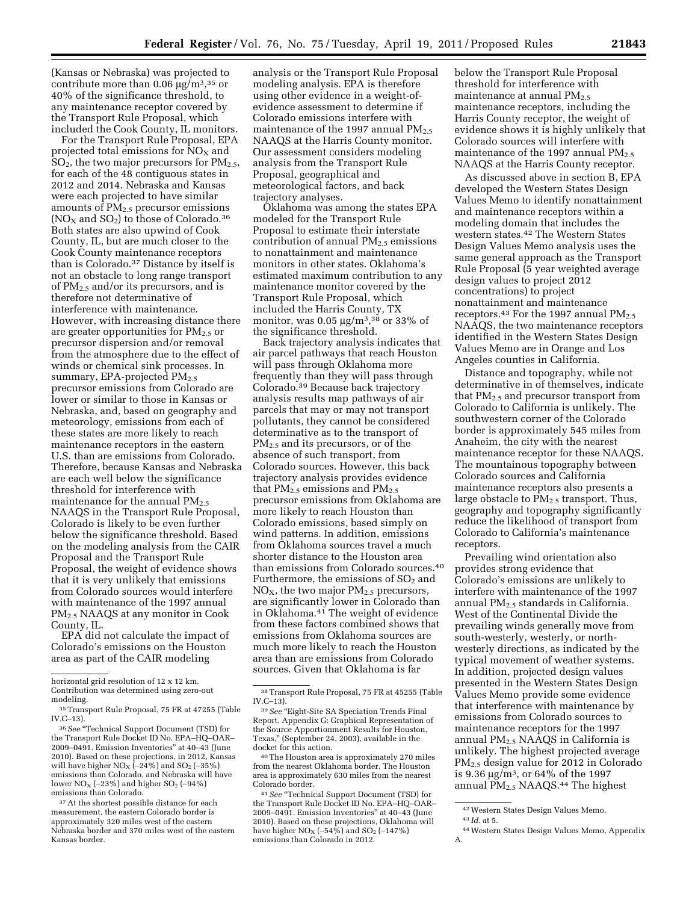(Kansas or Nebraska) was projected to contribute more than 0.06 μg/$m^3$,[35] or 40% of the significance threshold, to any maintenance receptor covered by the Transport Rule Proposal, which included the Cook County, IL monitors.

For the Transport Rule Proposal, EPA projected total emissions for $NO_X$ and $SO_2$, the two major precursors for $PM_{2.5}$, for each of the 48 contiguous states in 2012 and 2014. Nebraska and Kansas were each projected to have similar amounts of $PM_{2.5}$ precursor emissions ($NO_X$ and $SO_2$) to those of Colorado.[36] Both states are also upwind of Cook County, IL, but are much closer to the Cook County maintenance receptors than is Colorado.[37] Distance by itself is not an obstacle to long range transport of $PM_{2.5}$ and/or its precursors, and is therefore not determinative of interference with maintenance. However, with increasing distance there are greater opportunities for $PM_{2.5}$ or precursor dispersion and/or removal from the atmosphere due to the effect of winds or chemical sink processes. In summary, EPA-projected $PM_{2.5}$ precursor emissions from Colorado are lower or similar to those in Kansas or Nebraska, and, based on geography and meteorology, emissions from each of these states are more likely to reach maintenance receptors in the eastern U.S. than are emissions from Colorado. Therefore, because Kansas and Nebraska are each well below the significance threshold for interference with maintenance for the annual $PM_{2.5}$ NAAQS in the Transport Rule Proposal, Colorado is likely to be even further below the significance threshold. Based on the modeling analysis from the CAIR Proposal and the Transport Rule Proposal, the weight of evidence shows that it is very unlikely that emissions from Colorado sources would interfere with maintenance of the 1997 annual $PM_{2.5}$ NAAQS at any monitor in Cook County, IL.

EPA did not calculate the impact of Colorado's emissions on the Houston area as part of the CAIR modeling analysis or the Transport Rule Proposal modeling analysis. EPA is therefore using other evidence in a weight-of-evidence assessment to determine if Colorado emissions interfere with maintenance of the 1997 annual $PM_{2.5}$ NAAQS at the Harris County monitor. Our assessment considers modeling analysis from the Transport Rule Proposal, geographical and meteorological factors, and back trajectory analyses.

Oklahoma was among the states EPA modeled for the Transport Rule Proposal to estimate their interstate contribution of annual $PM_{2.5}$ emissions to nonattainment and maintenance monitors in other states. Oklahoma's estimated maximum contribution to any maintenance monitor covered by the Transport Rule Proposal, which included the Harris County, TX monitor, was 0.05 μg/$m^3$,[38] or 33% of the significance threshold.

Back trajectory analysis indicates that air parcel pathways that reach Houston will pass through Oklahoma more frequently than they will pass through Colorado.[39] Because back trajectory analysis results map pathways of air parcels that may or may not transport pollutants, they cannot be considered determinative as to the transport of $PM_{2.5}$ and its precursors, or of the absence of such transport, from Colorado sources. However, this back trajectory analysis provides evidence that $PM_{2.5}$ emissions and $PM_{2.5}$ precursor emissions from Oklahoma are more likely to reach Houston than Colorado emissions, based simply on wind patterns. In addition, emissions from Oklahoma sources travel a much shorter distance to the Houston area than emissions from Colorado sources.[40] Furthermore, the emissions of $SO_2$ and $NO_X$, the two major $PM_{2.5}$ precursors, are significantly lower in Colorado than in Oklahoma.[41] The weight of evidence from these factors combined shows that emissions from Oklahoma sources are much more likely to reach the Houston area than are emissions from Colorado sources. Given that Oklahoma is far below the Transport Rule Proposal threshold for interference with maintenance at annual $PM_{2.5}$ maintenance receptors, including the Harris County receptor, the weight of evidence shows it is highly unlikely that Colorado sources will interfere with maintenance of the 1997 annual $PM_{2.5}$ NAAQS at the Harris County receptor.

As discussed above in section B, EPA developed the Western States Design Values Memo to identify nonattainment and maintenance receptors within a modeling domain that includes the western states.[42] The Western States Design Values Memo analysis uses the same general approach as the Transport Rule Proposal (5 year weighted average design values to project 2012 concentrations) to project nonattainment and maintenance receptors.[43] For the 1997 annual $PM_{2.5}$ NAAQS, the two maintenance receptors identified in the Western States Design Values Memo are in Orange and Los Angeles counties in California.

Distance and topography, while not determinative in of themselves, indicate that $PM_{2.5}$ and precursor transport from Colorado to California is unlikely. The southwestern corner of the Colorado border is approximately 545 miles from Anaheim, the city with the nearest maintenance receptor for these NAAQS. The mountainous topography between Colorado sources and California maintenance receptors also presents a large obstacle to $PM_{2.5}$ transport. Thus, geography and topography significantly reduce the likelihood of transport from Colorado to California's maintenance receptors.

Prevailing wind orientation also provides strong evidence that Colorado's emissions are unlikely to interfere with maintenance of the 1997 annual $PM_{2.5}$ standards in California. West of the Continental Divide the prevailing winds generally move from south-westerly, westerly, or north-westerly directions, as indicated by the typical movement of weather systems. In addition, projected design values presented in the Western States Design Values Memo provide some evidence that interference with maintenance by emissions from Colorado sources to maintenance receptors for the 1997 annual $PM_{2.5}$ NAAQS in California is unlikely. The highest projected average $PM_{2.5}$ design value for 2012 in Colorado is 9.36 μg/$m^3$, or 64% of the 1997 annual $PM_{2.5}$ NAAQS.[44] The highest

---

horizontal grid resolution of 12 x 12 km. Contribution was determined using zero-out modeling.

[35] Transport Rule Proposal, 75 FR at 47255 (Table IV.C–13).

[36] *See* "Technical Support Document (TSD) for the Transport Rule Docket ID No. EPA–HQ–OAR–2009–0491. Emission Inventories" at 40–43 (June 2010). Based on these projections, in 2012, Kansas will have higher $NO_X$ (–24%) and $SO_2$ (–35%) emissions than Colorado, and Nebraska will have lower $NO_X$ (–23%) and higher $SO_2$ (–94%) emissions than Colorado.

[37] At the shortest possible distance for each measurement, the eastern Colorado border is approximately 320 miles west of the eastern Nebraska border and 370 miles west of the eastern Kansas border.

[38] Transport Rule Proposal, 75 FR at 45255 (Table IV.C–13).

[39] *See* "Eight-Site SA Speciation Trends Final Report. Appendix G: Graphical Representation of the Source Apportionment Results for Houston, Texas," (September 24, 2003), available in the docket for this action.

[40] The Houston area is approximately 270 miles from the nearest Oklahoma border. The Houston area is approximately 630 miles from the nearest Colorado border.

[41] *See* "Technical Support Document (TSD) for the Transport Rule Docket ID No. EPA–HQ–OAR–2009–0491. Emission Inventories" at 40–43 (June 2010). Based on these projections, Oklahoma will have higher $NO_X$ (–54%) and $SO_2$ (–147%) emissions than Colorado in 2012.

[42] Western States Design Values Memo.

[43] *Id.* at 5.

[44] Western States Design Values Memo, Appendix A.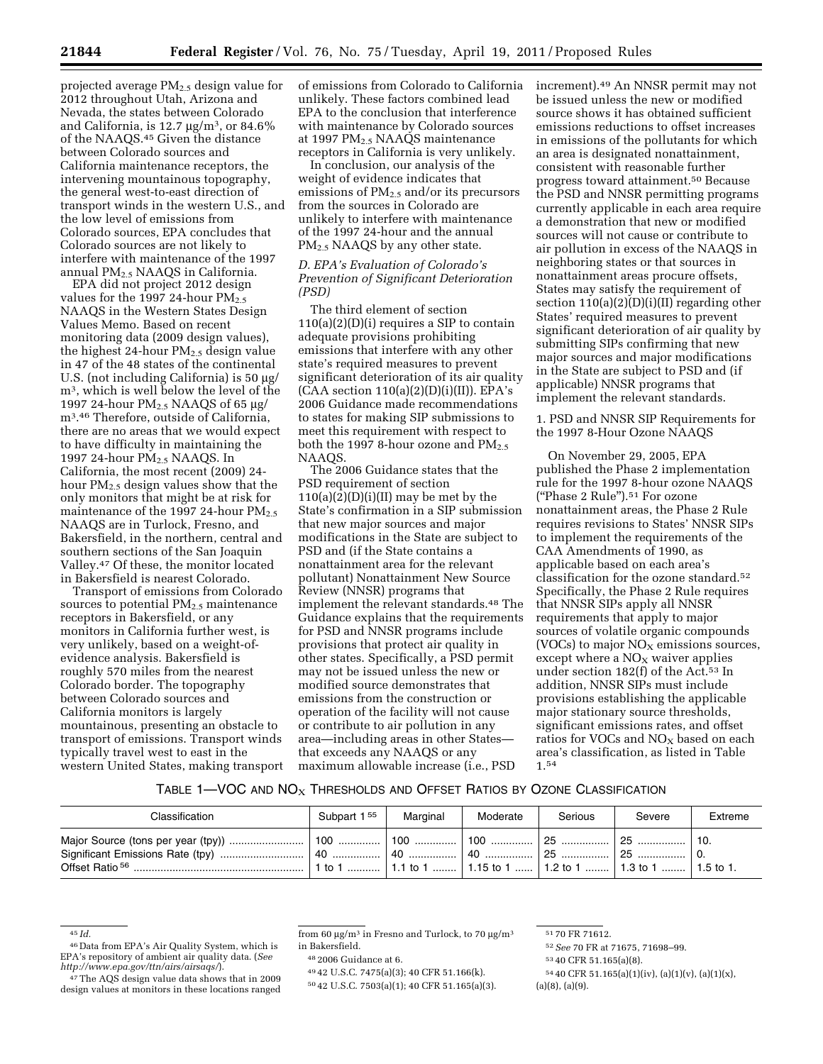projected average $PM_{2.5}$ design value for 2012 throughout Utah, Arizona and Nevada, the states between Colorado and California, is 12.7 μg/m[3], or 84.6% of the NAAQS.[45] Given the distance between Colorado sources and California maintenance receptors, the intervening mountainous topography, the general west-to-east direction of transport winds in the western U.S., and the low level of emissions from Colorado sources, EPA concludes that Colorado sources are not likely to interfere with maintenance of the 1997 annual $PM_{2.5}$ NAAQS in California.

EPA did not project 2012 design values for the 1997 24-hour $PM_{2.5}$ NAAQS in the Western States Design Values Memo. Based on recent monitoring data (2009 design values), the highest 24-hour $PM_{2.5}$ design value in 47 of the 48 states of the continental U.S. (not including California) is 50 μg/m[3], which is well below the level of the 1997 24-hour $PM_{2.5}$ NAAQS of 65 μg/m[3].[46] Therefore, outside of California, there are no areas that we would expect to have difficulty in maintaining the 1997 24-hour $PM_{2.5}$ NAAQS. In California, the most recent (2009) 24-hour $PM_{2.5}$ design values show that the only monitors that might be at risk for maintenance of the 1997 24-hour $PM_{2.5}$ NAAQS are in Turlock, Fresno, and Bakersfield, in the northern, central and southern sections of the San Joaquin Valley.[47] Of these, the monitor located in Bakersfield is nearest Colorado.

Transport of emissions from Colorado sources to potential $PM_{2.5}$ maintenance receptors in Bakersfield, or any monitors in California further west, is very unlikely, based on a weight-of-evidence analysis. Bakersfield is roughly 570 miles from the nearest Colorado border. The topography between Colorado sources and California monitors is largely mountainous, presenting an obstacle to transport of emissions. Transport winds typically travel west to east in the western United States, making transport of emissions from Colorado to California unlikely. These factors combined lead EPA to the conclusion that interference with maintenance by Colorado sources at 1997 $PM_{2.5}$ NAAQS maintenance receptors in California is very unlikely.

In conclusion, our analysis of the weight of evidence indicates that emissions of $PM_{2.5}$ and/or its precursors from the sources in Colorado are unlikely to interfere with maintenance of the 1997 24-hour and the annual $PM_{2.5}$ NAAQS by any other state.

### *D. EPA's Evaluation of Colorado's Prevention of Significant Deterioration (PSD)*

The third element of section 110(a)(2)(D)(i) requires a SIP to contain adequate provisions prohibiting emissions that interfere with any other state's required measures to prevent significant deterioration of its air quality (CAA section 110(a)(2)(D)(i)(II)). EPA's 2006 Guidance made recommendations to states for making SIP submissions to meet this requirement with respect to both the 1997 8-hour ozone and $PM_{2.5}$ NAAQS.

The 2006 Guidance states that the PSD requirement of section 110(a)(2)(D)(i)(II) may be met by the State's confirmation in a SIP submission that new major sources and major modifications in the State are subject to PSD and (if the State contains a nonattainment area for the relevant pollutant) Nonattainment New Source Review (NNSR) programs that implement the relevant standards.[48] The Guidance explains that the requirements for PSD and NNSR programs include provisions that protect air quality in other states. Specifically, a PSD permit may not be issued unless the new or modified source demonstrates that emissions from the construction or operation of the facility will not cause or contribute to air pollution in any area—including areas in other States—that exceeds any NAAQS or any maximum allowable increase (i.e., PSD increment).[49] An NNSR permit may not be issued unless the new or modified source shows it has obtained sufficient emissions reductions to offset increases in emissions of the pollutants for which an area is designated nonattainment, consistent with reasonable further progress toward attainment.[50] Because the PSD and NNSR permitting programs currently applicable in each area require a demonstration that new or modified sources will not cause or contribute to air pollution in excess of the NAAQS in neighboring states or that sources in nonattainment areas procure offsets, States may satisfy the requirement of section 110(a)(2)(D)(i)(II) regarding other States' required measures to prevent significant deterioration of air quality by submitting SIPs confirming that new major sources and major modifications in the State are subject to PSD and (if applicable) NNSR programs that implement the relevant standards.

#### 1. PSD and NNSR SIP Requirements for the 1997 8-Hour Ozone NAAQS

On November 29, 2005, EPA published the Phase 2 implementation rule for the 1997 8-hour ozone NAAQS ("Phase 2 Rule").[51] For ozone nonattainment areas, the Phase 2 Rule requires revisions to States' NNSR SIPs to implement the requirements of the CAA Amendments of 1990, as applicable based on each area's classification for the ozone standard.[52] Specifically, the Phase 2 Rule requires that NNSR SIPs apply all NNSR requirements that apply to major sources of volatile organic compounds (VOCs) to major $NO_X$ emissions sources, except where a $NO_X$ waiver applies under section 182(f) of the Act.[53] In addition, NNSR SIPs must include provisions establishing the applicable major stationary source thresholds, significant emissions rates, and offset ratios for VOCs and $NO_X$ based on each area's classification, as listed in Table 1.[54]

TABLE 1—VOC AND $NO_X$ THRESHOLDS AND OFFSET RATIOS BY OZONE CLASSIFICATION

| Classification | Subpart 1[55] | Marginal | Moderate | Serious | Severe | Extreme |
|---|---|---|---|---|---|---|
| Major Source (tons per year (tpy)) | 100 | 100 | 100 | 25 | 25 | 10. |
| Significant Emissions Rate (tpy) | 40 | 40 | 40 | 25 | 25 | 0. |
| Offset Ratio[56] | 1 to 1 | 1.1 to 1 | 1.15 to 1 | 1.2 to 1 | 1.3 to 1 | 1.5 to 1. |

---

[45] *Id.*

[46] Data from EPA's Air Quality System, which is EPA's repository of ambient air quality data. (*See http://www.epa.gov/ttn/airs/airsaqs/*).

[47] The AQS design value data shows that in 2009 design values at monitors in these locations ranged from 60 μg/m[3] in Fresno and Turlock, to 70 μg/m[3] in Bakersfield.

[48] 2006 Guidance at 6.

[49] 42 U.S.C. 7475(a)(3); 40 CFR 51.166(k).

[50] 42 U.S.C. 7503(a)(1); 40 CFR 51.165(a)(3).

[51] 70 FR 71612.

[52] *See* 70 FR at 71675, 71698–99.

[53] 40 CFR 51.165(a)(8).

[54] 40 CFR 51.165(a)(1)(iv), (a)(1)(v), (a)(1)(x), (a)(8), (a)(9).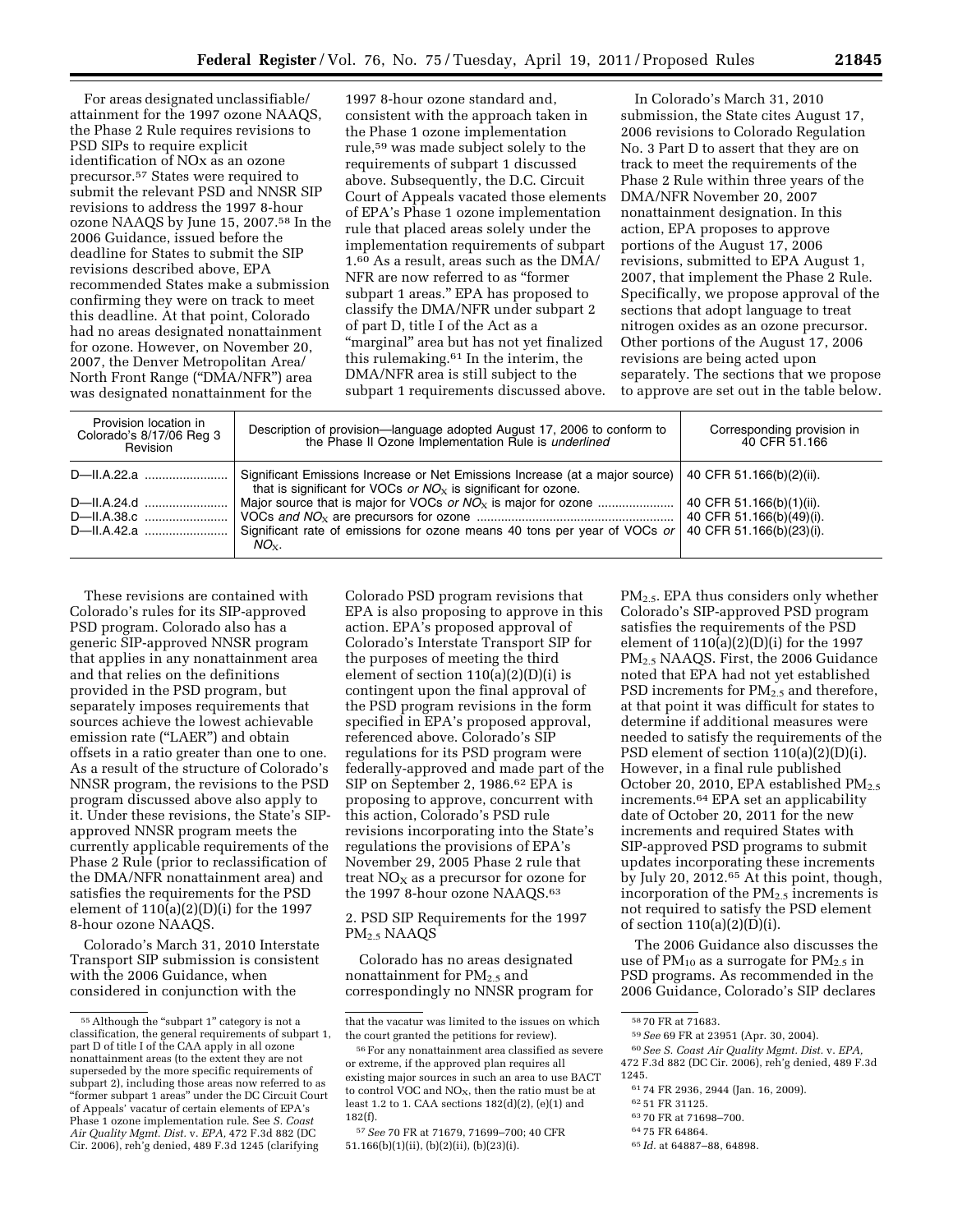For areas designated unclassifiable/attainment for the 1997 ozone NAAQS, the Phase 2 Rule requires revisions to PSD SIPs to require explicit identification of NOx as an ozone precursor.[57] States were required to submit the relevant PSD and NNSR SIP revisions to address the 1997 8-hour ozone NAAQS by June 15, 2007.[58] In the 2006 Guidance, issued before the deadline for States to submit the SIP revisions described above, EPA recommended States make a submission confirming they were on track to meet this deadline. At that point, Colorado had no areas designated nonattainment for ozone. However, on November 20, 2007, the Denver Metropolitan Area/North Front Range ("DMA/NFR") area was designated nonattainment for the 1997 8-hour ozone standard and, consistent with the approach taken in the Phase 1 ozone implementation rule,[59] was made subject solely to the requirements of subpart 1 discussed above. Subsequently, the D.C. Circuit Court of Appeals vacated those elements of EPA's Phase 1 ozone implementation rule that placed areas solely under the implementation requirements of subpart 1.[60] As a result, areas such as the DMA/NFR are now referred to as "former subpart 1 areas." EPA has proposed to classify the DMA/NFR under subpart 2 of part D, title I of the Act as a "marginal" area but has not yet finalized this rulemaking.[61] In the interim, the DMA/NFR area is still subject to the subpart 1 requirements discussed above.

In Colorado's March 31, 2010 submission, the State cites August 17, 2006 revisions to Colorado Regulation No. 3 Part D to assert that they are on track to meet the requirements of the Phase 2 Rule within three years of the DMA/NFR November 20, 2007 nonattainment designation. In this action, EPA proposes to approve portions of the August 17, 2006 revisions, submitted to EPA August 1, 2007, that implement the Phase 2 Rule. Specifically, we propose approval of the sections that adopt language to treat nitrogen oxides as an ozone precursor. Other portions of the August 17, 2006 revisions are being acted upon separately. The sections that we propose to approve are set out in the table below.

| Provision location in Colorado's 8/17/06 Reg 3 Revision | Description of provision—language adopted August 17, 2006 to conform to the Phase II Ozone Implementation Rule is *underlined* | Corresponding provision in 40 CFR 51.166 |
|---|---|---|
| D—II.A.22.a | Significant Emissions Increase or Net Emissions Increase (at a major source) that is significant for VOCs *or $NO_X$* is significant for ozone. | 40 CFR 51.166(b)(2)(ii). |
| D—II.A.24.d | Major source that is major for VOCs *or $NO_X$* is major for ozone | 40 CFR 51.166(b)(1)(ii). |
| D—II.A.38.c | VOCs *and $NO_X$* are precursors for ozone | 40 CFR 51.166(b)(49)(i). |
| D—II.A.42.a | Significant rate of emissions for ozone means 40 tons per year of VOCs *or $NO_X$*. | 40 CFR 51.166(b)(23)(i). |

These revisions are contained within Colorado's rules for its SIP-approved PSD program. Colorado also has a generic SIP-approved NNSR program that applies in any nonattainment area and that relies on the definitions provided in the PSD program, but separately imposes requirements that sources achieve the lowest achievable emission rate ("LAER") and obtain offsets in a ratio greater than one to one. As a result of the structure of Colorado's NNSR program, the revisions to the PSD program discussed above also apply to it. Under these revisions, the State's SIP-approved NNSR program meets the currently applicable requirements of the Phase 2 Rule (prior to reclassification of the DMA/NFR nonattainment area) and satisfies the requirements for the PSD element of 110(a)(2)(D)(i) for the 1997 8-hour ozone NAAQS.

Colorado's March 31, 2010 Interstate Transport SIP submission is consistent with the 2006 Guidance, when considered in conjunction with the Colorado PSD program revisions that EPA is also proposing to approve in this action. EPA's proposed approval of Colorado's Interstate Transport SIP for the purposes of meeting the third element of section 110(a)(2)(D)(i) is contingent upon the final approval of the PSD program revisions in the form specified in EPA's proposed approval, referenced above. Colorado's SIP regulations for its PSD program were federally-approved and made part of the SIP on September 2, 1986.[62] EPA is proposing to approve, concurrent with this action, Colorado's PSD rule revisions incorporating into the State's regulations the provisions of EPA's November 29, 2005 Phase 2 rule that treat $NO_X$ as a precursor for ozone for the 1997 8-hour ozone NAAQS.[63]

2. PSD SIP Requirements for the 1997 $PM_{2.5}$ NAAQS

Colorado has no areas designated nonattainment for $PM_{2.5}$ and correspondingly no NNSR program for $PM_{2.5}$. EPA thus considers only whether Colorado's SIP-approved PSD program satisfies the requirements of the PSD element of 110(a)(2)(D)(i) for the 1997 $PM_{2.5}$ NAAQS. First, the 2006 Guidance noted that EPA had not yet established PSD increments for $PM_{2.5}$ and therefore, at that point it was difficult for states to determine if additional measures were needed to satisfy the requirements of the PSD element of section 110(a)(2)(D)(i). However, in a final rule published October 20, 2010, EPA established $PM_{2.5}$ increments.[64] EPA set an applicability date of October 20, 2011 for the new increments and required States with SIP-approved PSD programs to submit updates incorporating these increments by July 20, 2012.[65] At this point, though, incorporation of the $PM_{2.5}$ increments is not required to satisfy the PSD element of section 110(a)(2)(D)(i).

The 2006 Guidance also discusses the use of $PM_{10}$ as a surrogate for $PM_{2.5}$ in PSD programs. As recommended in the 2006 Guidance, Colorado's SIP declares

---

[55] Although the "subpart 1" category is not a classification, the general requirements of subpart 1, part D of title I of the CAA apply in all ozone nonattainment areas (to the extent they are not superseded by the more specific requirements of subpart 2), including those areas now referred to as "former subpart 1 areas" under the DC Circuit Court of Appeals' vacatur of certain elements of EPA's Phase 1 ozone implementation rule. See *S. Coast Air Quality Mgmt. Dist.* v. *EPA,* 472 F.3d 882 (DC Cir. 2006), reh'g denied, 489 F.3d 1245 (clarifying that the vacatur was limited to the issues on which the court granted the petitions for review).

[56] For any nonattainment area classified as severe or extreme, if the approved plan requires all existing major sources in such an area to use BACT to control VOC and $NO_X$, then the ratio must be at least 1.2 to 1. CAA sections 182(d)(2), (e)(1) and 182(f).

[57] *See* 70 FR at 71679, 71699–700; 40 CFR 51.166(b)(1)(ii), (b)(2)(ii), (b)(23)(i).

[58] 70 FR at 71683.

[59] *See* 69 FR at 23951 (Apr. 30, 2004).

[60] *See S. Coast Air Quality Mgmt. Dist.* v. *EPA,* 472 F.3d 882 (DC Cir. 2006), reh'g denied, 489 F.3d 1245.

[61] 74 FR 2936, 2944 (Jan. 16, 2009).

[62] 51 FR 31125.

[63] 70 FR at 71698–700.

[64] 75 FR 64864.

[65] *Id.* at 64887–88, 64898.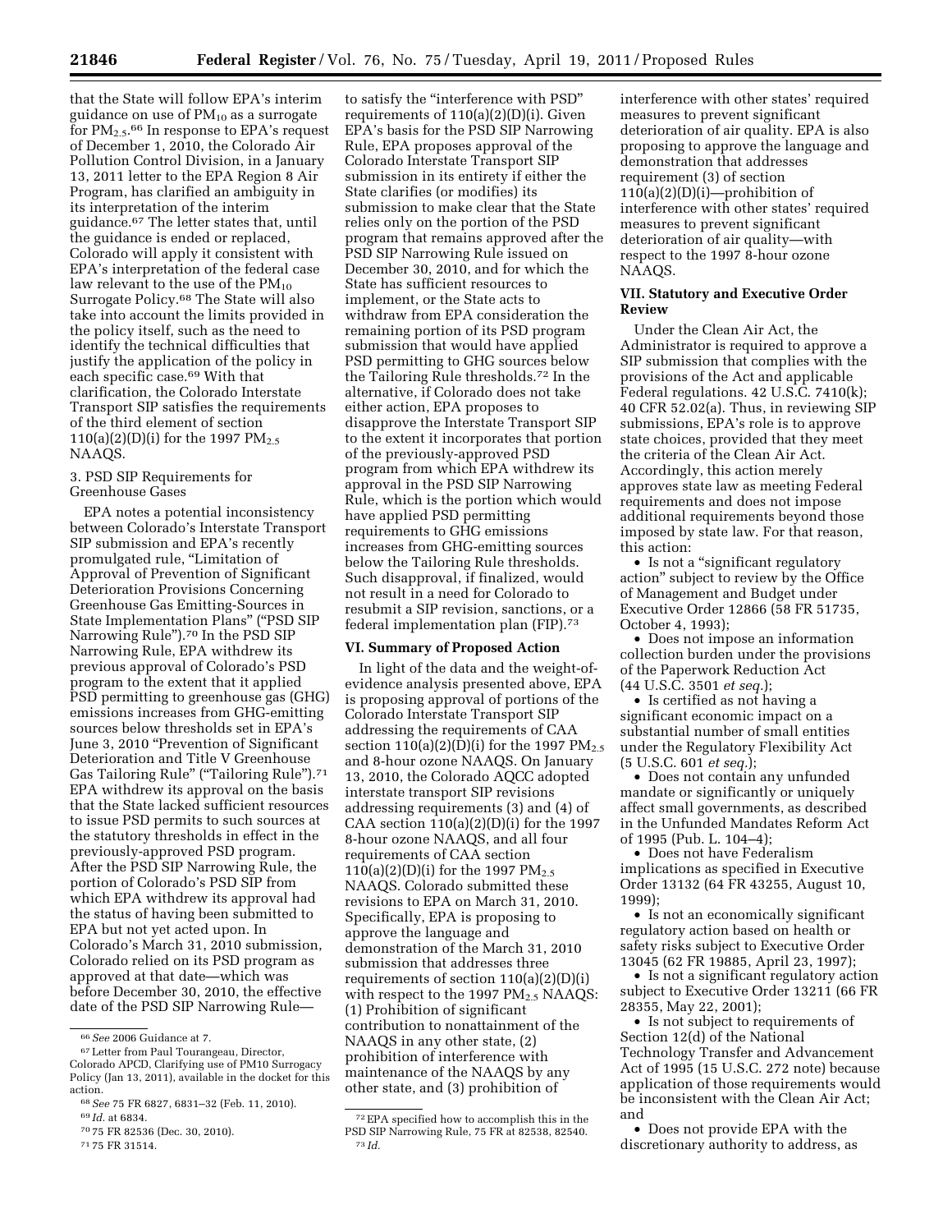that the State will follow EPA's interim guidance on use of $PM_{10}$ as a surrogate for $PM_{2.5}$.[66] In response to EPA's request of December 1, 2010, the Colorado Air Pollution Control Division, in a January 13, 2011 letter to the EPA Region 8 Air Program, has clarified an ambiguity in its interpretation of the interim guidance.[67] The letter states that, until the guidance is ended or replaced, Colorado will apply it consistent with EPA's interpretation of the federal case law relevant to the use of the $PM_{10}$ Surrogate Policy.[68] The State will also take into account the limits provided in the policy itself, such as the need to identify the technical difficulties that justify the application of the policy in each specific case.[69] With that clarification, the Colorado Interstate Transport SIP satisfies the requirements of the third element of section 110(a)(2)(D)(i) for the 1997 $PM_{2.5}$ NAAQS.

### 3. PSD SIP Requirements for Greenhouse Gases

EPA notes a potential inconsistency between Colorado's Interstate Transport SIP submission and EPA's recently promulgated rule, "Limitation of Approval of Prevention of Significant Deterioration Provisions Concerning Greenhouse Gas Emitting-Sources in State Implementation Plans" ("PSD SIP Narrowing Rule").[70] In the PSD SIP Narrowing Rule, EPA withdrew its previous approval of Colorado's PSD program to the extent that it applied PSD permitting to greenhouse gas (GHG) emissions increases from GHG-emitting sources below thresholds set in EPA's June 3, 2010 "Prevention of Significant Deterioration and Title V Greenhouse Gas Tailoring Rule" ("Tailoring Rule").[71] EPA withdrew its approval on the basis that the State lacked sufficient resources to issue PSD permits to such sources at the statutory thresholds in effect in the previously-approved PSD program. After the PSD SIP Narrowing Rule, the portion of Colorado's PSD SIP from which EPA withdrew its approval had the status of having been submitted to EPA but not yet acted upon. In Colorado's March 31, 2010 submission, Colorado relied on its PSD program as approved at that date—which was before December 30, 2010, the effective date of the PSD SIP Narrowing Rule—to satisfy the "interference with PSD" requirements of 110(a)(2)(D)(i). Given EPA's basis for the PSD SIP Narrowing Rule, EPA proposes approval of the Colorado Interstate Transport SIP submission in its entirety if either the State clarifies (or modifies) its submission to make clear that the State relies only on the portion of the PSD program that remains approved after the PSD SIP Narrowing Rule issued on December 30, 2010, and for which the State has sufficient resources to implement, or the State acts to withdraw from EPA consideration the remaining portion of its PSD program submission that would have applied PSD permitting to GHG sources below the Tailoring Rule thresholds.[72] In the alternative, if Colorado does not take either action, EPA proposes to disapprove the Interstate Transport SIP to the extent it incorporates that portion of the previously-approved PSD program from which EPA withdrew its approval in the PSD SIP Narrowing Rule, which is the portion which would have applied PSD permitting requirements to GHG emissions increases from GHG-emitting sources below the Tailoring Rule thresholds. Such disapproval, if finalized, would not result in a need for Colorado to resubmit a SIP revision, sanctions, or a federal implementation plan (FIP).[73]

## VI. Summary of Proposed Action

In light of the data and the weight-of-evidence analysis presented above, EPA is proposing approval of portions of the Colorado Interstate Transport SIP addressing the requirements of CAA section 110(a)(2)(D)(i) for the 1997 $PM_{2.5}$ and 8-hour ozone NAAQS. On January 13, 2010, the Colorado AQCC adopted interstate transport SIP revisions addressing requirements (3) and (4) of CAA section 110(a)(2)(D)(i) for the 1997 8-hour ozone NAAQS, and all four requirements of CAA section 110(a)(2)(D)(i) for the 1997 $PM_{2.5}$ NAAQS. Colorado submitted these revisions to EPA on March 31, 2010. Specifically, EPA is proposing to approve the language and demonstration of the March 31, 2010 submission that addresses three requirements of section 110(a)(2)(D)(i) with respect to the 1997 $PM_{2.5}$ NAAQS: (1) Prohibition of significant contribution to nonattainment of the NAAQS in any other state, (2) prohibition of interference with maintenance of the NAAQS by any other state, and (3) prohibition of interference with other states' required measures to prevent significant deterioration of air quality. EPA is also proposing to approve the language and demonstration that addresses requirement (3) of section 110(a)(2)(D)(i)—prohibition of interference with other states' required measures to prevent significant deterioration of air quality—with respect to the 1997 8-hour ozone NAAQS.

## VII. Statutory and Executive Order Review

Under the Clean Air Act, the Administrator is required to approve a SIP submission that complies with the provisions of the Act and applicable Federal regulations. 42 U.S.C. 7410(k); 40 CFR 52.02(a). Thus, in reviewing SIP submissions, EPA's role is to approve state choices, provided that they meet the criteria of the Clean Air Act. Accordingly, this action merely approves state law as meeting Federal requirements and does not impose additional requirements beyond those imposed by state law. For that reason, this action:

- Is not a "significant regulatory action" subject to review by the Office of Management and Budget under Executive Order 12866 (58 FR 51735, October 4, 1993);
- Does not impose an information collection burden under the provisions of the Paperwork Reduction Act (44 U.S.C. 3501 *et seq.*);
- Is certified as not having a significant economic impact on a substantial number of small entities under the Regulatory Flexibility Act (5 U.S.C. 601 *et seq.*);
- Does not contain any unfunded mandate or significantly or uniquely affect small governments, as described in the Unfunded Mandates Reform Act of 1995 (Pub. L. 104–4);
- Does not have Federalism implications as specified in Executive Order 13132 (64 FR 43255, August 10, 1999);
- Is not an economically significant regulatory action based on health or safety risks subject to Executive Order 13045 (62 FR 19885, April 23, 1997);
- Is not a significant regulatory action subject to Executive Order 13211 (66 FR 28355, May 22, 2001);
- Is not subject to requirements of Section 12(d) of the National Technology Transfer and Advancement Act of 1995 (15 U.S.C. 272 note) because application of those requirements would be inconsistent with the Clean Air Act; and
- Does not provide EPA with the discretionary authority to address, as

---

[66] *See* 2006 Guidance at 7.

[67] Letter from Paul Tourangeau, Director, Colorado APCD, Clarifying use of PM10 Surrogacy Policy (Jan 13, 2011), available in the docket for this action.

[68] *See* 75 FR 6827, 6831–32 (Feb. 11, 2010).

[69] *Id.* at 6834.

[70] 75 FR 82536 (Dec. 30, 2010).

[71] 75 FR 31514.

[72] EPA specified how to accomplish this in the PSD SIP Narrowing Rule, 75 FR at 82538, 82540.

[73] *Id.*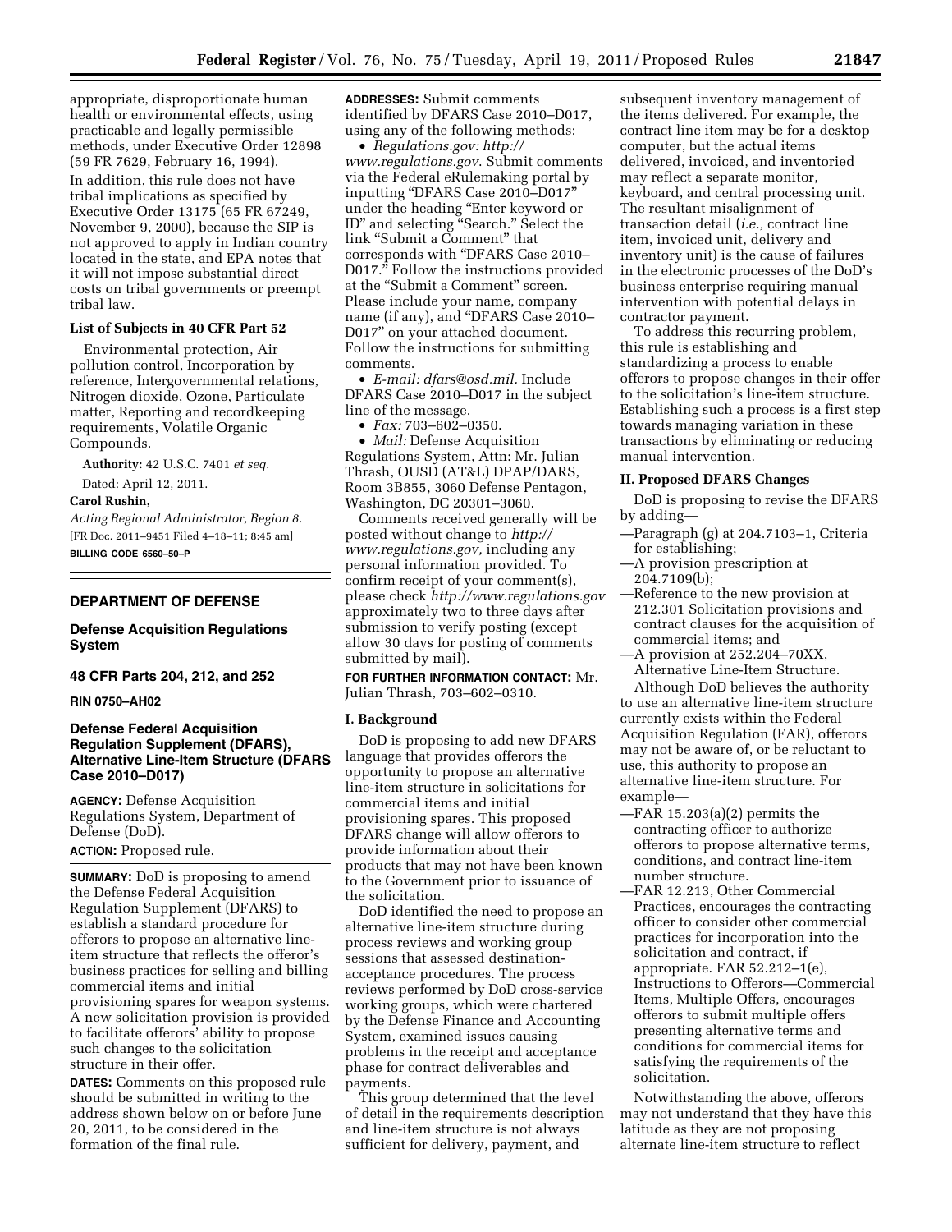appropriate, disproportionate human health or environmental effects, using practicable and legally permissible methods, under Executive Order 12898 (59 FR 7629, February 16, 1994).

In addition, this rule does not have tribal implications as specified by Executive Order 13175 (65 FR 67249, November 9, 2000), because the SIP is not approved to apply in Indian country located in the state, and EPA notes that it will not impose substantial direct costs on tribal governments or preempt tribal law.

### List of Subjects in 40 CFR Part 52

Environmental protection, Air pollution control, Incorporation by reference, Intergovernmental relations, Nitrogen dioxide, Ozone, Particulate matter, Reporting and recordkeeping requirements, Volatile Organic Compounds.

**Authority:** 42 U.S.C. 7401 *et seq.*

Dated: April 12, 2011.

**Carol Rushin,**

*Acting Regional Administrator, Region 8.*

[FR Doc. 2011–9451 Filed 4–18–11; 8:45 am]

**BILLING CODE 6560–50–P**

## DEPARTMENT OF DEFENSE

### Defense Acquisition Regulations System

### 48 CFR Parts 204, 212, and 252

### RIN 0750–AH02

### Defense Federal Acquisition Regulation Supplement (DFARS), Alternative Line-Item Structure (DFARS Case 2010–D017)

**AGENCY:** Defense Acquisition Regulations System, Department of Defense (DoD).

**ACTION:** Proposed rule.

**SUMMARY:** DoD is proposing to amend the Defense Federal Acquisition Regulation Supplement (DFARS) to establish a standard procedure for offerors to propose an alternative line-item structure that reflects the offeror's business practices for selling and billing commercial items and initial provisioning spares for weapon systems. A new solicitation provision is provided to facilitate offerors' ability to propose such changes to the solicitation structure in their offer.

**DATES:** Comments on this proposed rule should be submitted in writing to the address shown below on or before June 20, 2011, to be considered in the formation of the final rule.

**ADDRESSES:** Submit comments identified by DFARS Case 2010–D017, using any of the following methods:

- *Regulations.gov: http://www.regulations.gov.* Submit comments via the Federal eRulemaking portal by inputting "DFARS Case 2010–D017" under the heading "Enter keyword or ID" and selecting "Search." Select the link "Submit a Comment" that corresponds with "DFARS Case 2010–D017." Follow the instructions provided at the "Submit a Comment" screen. Please include your name, company name (if any), and "DFARS Case 2010–D017" on your attached document. Follow the instructions for submitting comments.
- *E-mail: dfars@osd.mil.* Include DFARS Case 2010–D017 in the subject line of the message.
- *Fax:* 703–602–0350.
- *Mail:* Defense Acquisition Regulations System, Attn: Mr. Julian Thrash, OUSD (AT&L) DPAP/DARS, Room 3B855, 3060 Defense Pentagon, Washington, DC 20301–3060.

Comments received generally will be posted without change to *http://www.regulations.gov,* including any personal information provided. To confirm receipt of your comment(s), please check *http://www.regulations.gov* approximately two to three days after submission to verify posting (except allow 30 days for posting of comments submitted by mail).

**FOR FURTHER INFORMATION CONTACT:** Mr. Julian Thrash, 703–602–0310.

### I. Background

DoD is proposing to add new DFARS language that provides offerors the opportunity to propose an alternative line-item structure in solicitations for commercial items and initial provisioning spares. This proposed DFARS change will allow offerors to provide information about their products that may not have been known to the Government prior to issuance of the solicitation.

DoD identified the need to propose an alternative line-item structure during process reviews and working group sessions that assessed destination-acceptance procedures. The process reviews performed by DoD cross-service working groups, which were chartered by the Defense Finance and Accounting System, examined issues causing problems in the receipt and acceptance phase for contract deliverables and payments.

This group determined that the level of detail in the requirements description and line-item structure is not always sufficient for delivery, payment, and subsequent inventory management of the items delivered. For example, the contract line item may be for a desktop computer, but the actual items delivered, invoiced, and inventoried may reflect a separate monitor, keyboard, and central processing unit. The resultant misalignment of transaction detail (*i.e.,* contract line item, invoiced unit, delivery and inventory unit) is the cause of failures in the electronic processes of the DoD's business enterprise requiring manual intervention with potential delays in contractor payment.

To address this recurring problem, this rule is establishing and standardizing a process to enable offerors to propose changes in their offer to the solicitation's line-item structure. Establishing such a process is a first step towards managing variation in these transactions by eliminating or reducing manual intervention.

### II. Proposed DFARS Changes

DoD is proposing to revise the DFARS by adding—

—Paragraph (g) at 204.7103–1, Criteria for establishing;
—A provision prescription at 204.7109(b);
—Reference to the new provision at 212.301 Solicitation provisions and contract clauses for the acquisition of commercial items; and
—A provision at 252.204–70XX, Alternative Line-Item Structure.

Although DoD believes the authority to use an alternative line-item structure currently exists within the Federal Acquisition Regulation (FAR), offerors may not be aware of, or be reluctant to use, this authority to propose an alternative line-item structure. For example—

—FAR 15.203(a)(2) permits the contracting officer to authorize offerors to propose alternative terms, conditions, and contract line-item number structure.
—FAR 12.213, Other Commercial Practices, encourages the contracting officer to consider other commercial practices for incorporation into the solicitation and contract, if appropriate. FAR 52.212–1(e), Instructions to Offerors—Commercial Items, Multiple Offers, encourages offerors to submit multiple offers presenting alternative terms and conditions for commercial items for satisfying the requirements of the solicitation.

Notwithstanding the above, offerors may not understand that they have this latitude as they are not proposing alternate line-item structure to reflect